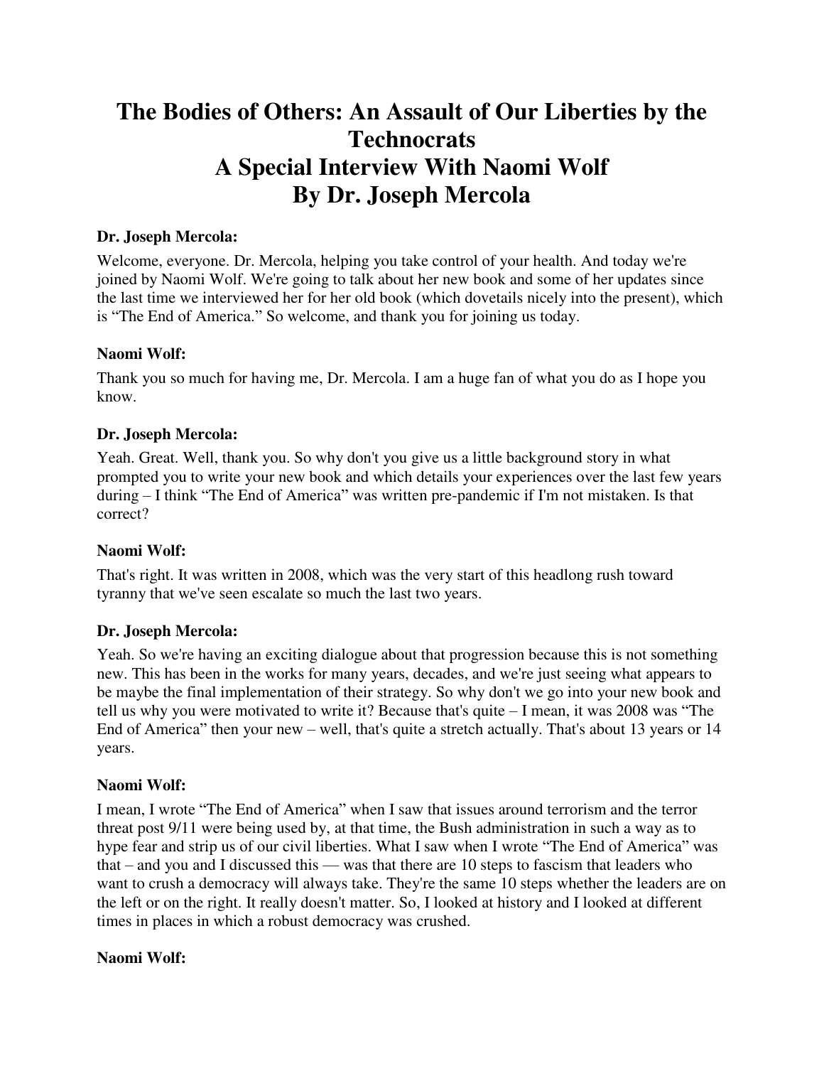# The Bodies of Others: An Assault of Our Liberties by the Technocrats
# A Special Interview With Naomi Wolf
# By Dr. Joseph Mercola

**Dr. Joseph Mercola:**

Welcome, everyone. Dr. Mercola, helping you take control of your health. And today we're joined by Naomi Wolf. We're going to talk about her new book and some of her updates since the last time we interviewed her for her old book (which dovetails nicely into the present), which is "The End of America." So welcome, and thank you for joining us today.

**Naomi Wolf:**

Thank you so much for having me, Dr. Mercola. I am a huge fan of what you do as I hope you know.

**Dr. Joseph Mercola:**

Yeah. Great. Well, thank you. So why don't you give us a little background story in what prompted you to write your new book and which details your experiences over the last few years during – I think "The End of America" was written pre-pandemic if I'm not mistaken. Is that correct?

**Naomi Wolf:**

That's right. It was written in 2008, which was the very start of this headlong rush toward tyranny that we've seen escalate so much the last two years.

**Dr. Joseph Mercola:**

Yeah. So we're having an exciting dialogue about that progression because this is not something new. This has been in the works for many years, decades, and we're just seeing what appears to be maybe the final implementation of their strategy. So why don't we go into your new book and tell us why you were motivated to write it? Because that's quite – I mean, it was 2008 was "The End of America" then your new – well, that's quite a stretch actually. That's about 13 years or 14 years.

**Naomi Wolf:**

I mean, I wrote "The End of America" when I saw that issues around terrorism and the terror threat post 9/11 were being used by, at that time, the Bush administration in such a way as to hype fear and strip us of our civil liberties. What I saw when I wrote "The End of America" was that – and you and I discussed this — was that there are 10 steps to fascism that leaders who want to crush a democracy will always take. They're the same 10 steps whether the leaders are on the left or on the right. It really doesn't matter. So, I looked at history and I looked at different times in places in which a robust democracy was crushed.

**Naomi Wolf:**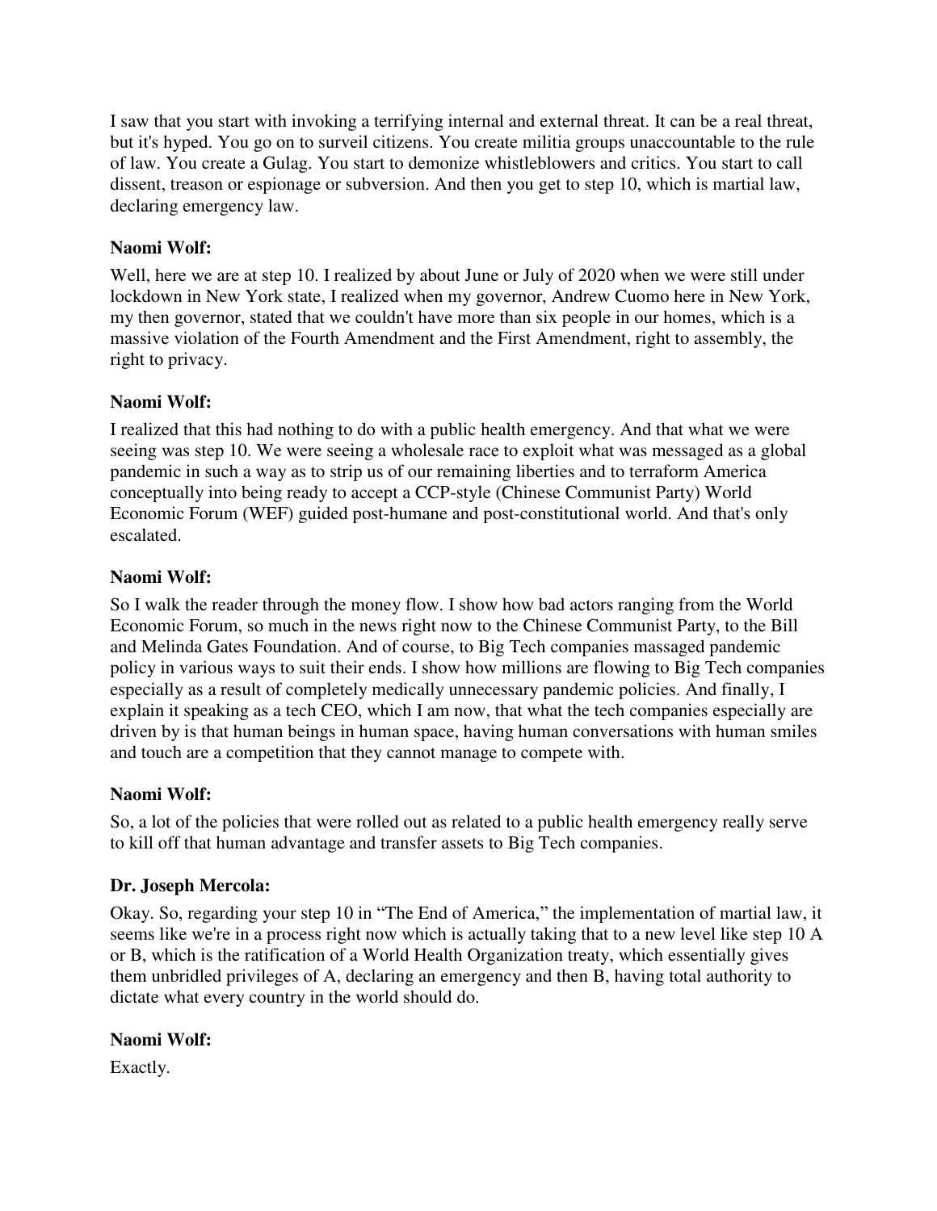I saw that you start with invoking a terrifying internal and external threat. It can be a real threat, but it's hyped. You go on to surveil citizens. You create militia groups unaccountable to the rule of law. You create a Gulag. You start to demonize whistleblowers and critics. You start to call dissent, treason or espionage or subversion. And then you get to step 10, which is martial law, declaring emergency law.

**Naomi Wolf:**

Well, here we are at step 10. I realized by about June or July of 2020 when we were still under lockdown in New York state, I realized when my governor, Andrew Cuomo here in New York, my then governor, stated that we couldn't have more than six people in our homes, which is a massive violation of the Fourth Amendment and the First Amendment, right to assembly, the right to privacy.

**Naomi Wolf:**

I realized that this had nothing to do with a public health emergency. And that what we were seeing was step 10. We were seeing a wholesale race to exploit what was messaged as a global pandemic in such a way as to strip us of our remaining liberties and to terraform America conceptually into being ready to accept a CCP-style (Chinese Communist Party) World Economic Forum (WEF) guided post-humane and post-constitutional world. And that's only escalated.

**Naomi Wolf:**

So I walk the reader through the money flow. I show how bad actors ranging from the World Economic Forum, so much in the news right now to the Chinese Communist Party, to the Bill and Melinda Gates Foundation. And of course, to Big Tech companies massaged pandemic policy in various ways to suit their ends. I show how millions are flowing to Big Tech companies especially as a result of completely medically unnecessary pandemic policies. And finally, I explain it speaking as a tech CEO, which I am now, that what the tech companies especially are driven by is that human beings in human space, having human conversations with human smiles and touch are a competition that they cannot manage to compete with.

**Naomi Wolf:**

So, a lot of the policies that were rolled out as related to a public health emergency really serve to kill off that human advantage and transfer assets to Big Tech companies.

**Dr. Joseph Mercola:**

Okay. So, regarding your step 10 in "The End of America," the implementation of martial law, it seems like we're in a process right now which is actually taking that to a new level like step 10 A or B, which is the ratification of a World Health Organization treaty, which essentially gives them unbridled privileges of A, declaring an emergency and then B, having total authority to dictate what every country in the world should do.

**Naomi Wolf:**

Exactly.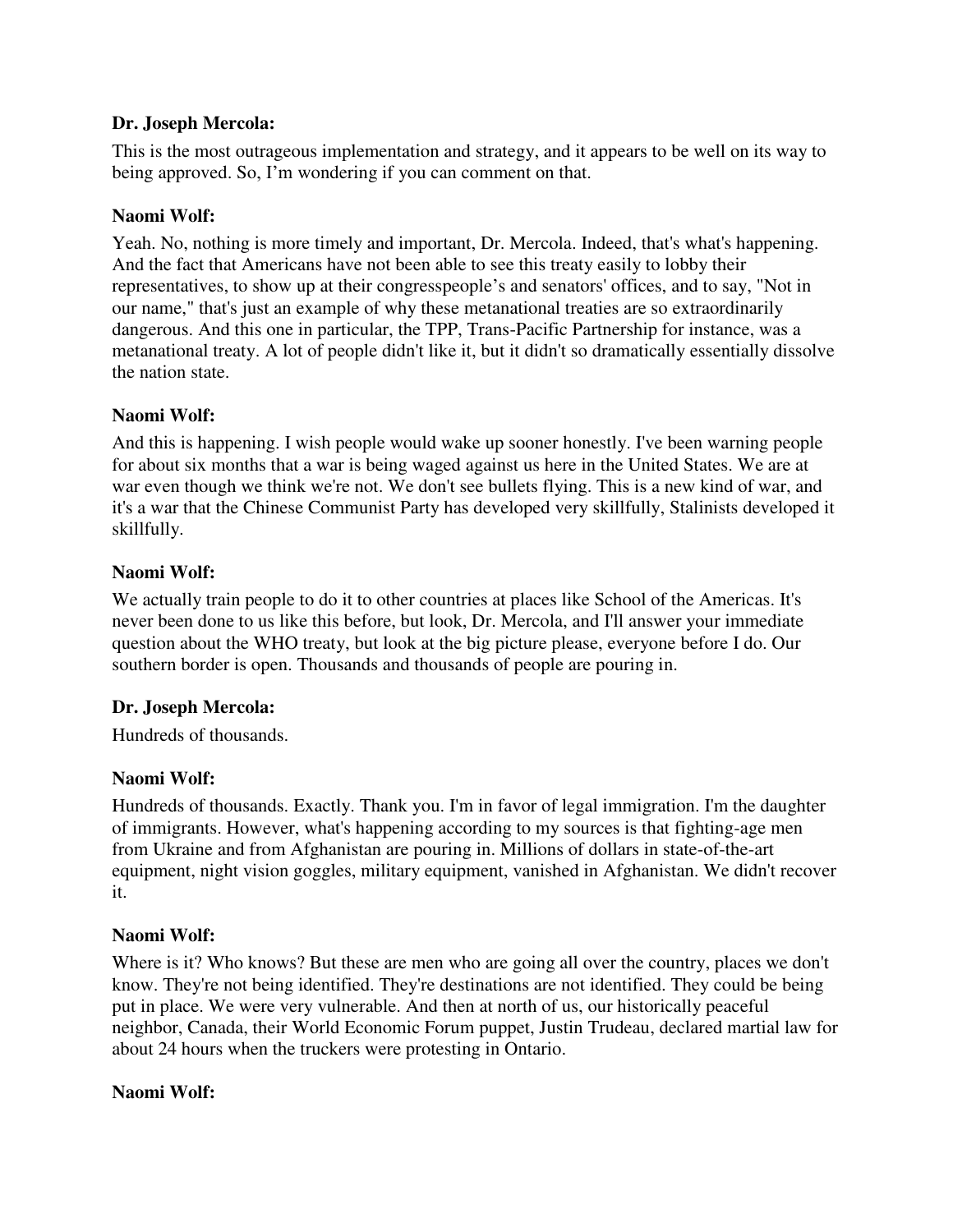**Dr. Joseph Mercola:**

This is the most outrageous implementation and strategy, and it appears to be well on its way to being approved. So, I'm wondering if you can comment on that.

**Naomi Wolf:**

Yeah. No, nothing is more timely and important, Dr. Mercola. Indeed, that's what's happening. And the fact that Americans have not been able to see this treaty easily to lobby their representatives, to show up at their congresspeople's and senators' offices, and to say, "Not in our name," that's just an example of why these metanational treaties are so extraordinarily dangerous. And this one in particular, the TPP, Trans-Pacific Partnership for instance, was a metanational treaty. A lot of people didn't like it, but it didn't so dramatically essentially dissolve the nation state.

**Naomi Wolf:**

And this is happening. I wish people would wake up sooner honestly. I've been warning people for about six months that a war is being waged against us here in the United States. We are at war even though we think we're not. We don't see bullets flying. This is a new kind of war, and it's a war that the Chinese Communist Party has developed very skillfully, Stalinists developed it skillfully.

**Naomi Wolf:**

We actually train people to do it to other countries at places like School of the Americas. It's never been done to us like this before, but look, Dr. Mercola, and I'll answer your immediate question about the WHO treaty, but look at the big picture please, everyone before I do. Our southern border is open. Thousands and thousands of people are pouring in.

**Dr. Joseph Mercola:**

Hundreds of thousands.

**Naomi Wolf:**

Hundreds of thousands. Exactly. Thank you. I'm in favor of legal immigration. I'm the daughter of immigrants. However, what's happening according to my sources is that fighting-age men from Ukraine and from Afghanistan are pouring in. Millions of dollars in state-of-the-art equipment, night vision goggles, military equipment, vanished in Afghanistan. We didn't recover it.

**Naomi Wolf:**

Where is it? Who knows? But these are men who are going all over the country, places we don't know. They're not being identified. They're destinations are not identified. They could be being put in place. We were very vulnerable. And then at north of us, our historically peaceful neighbor, Canada, their World Economic Forum puppet, Justin Trudeau, declared martial law for about 24 hours when the truckers were protesting in Ontario.

**Naomi Wolf:**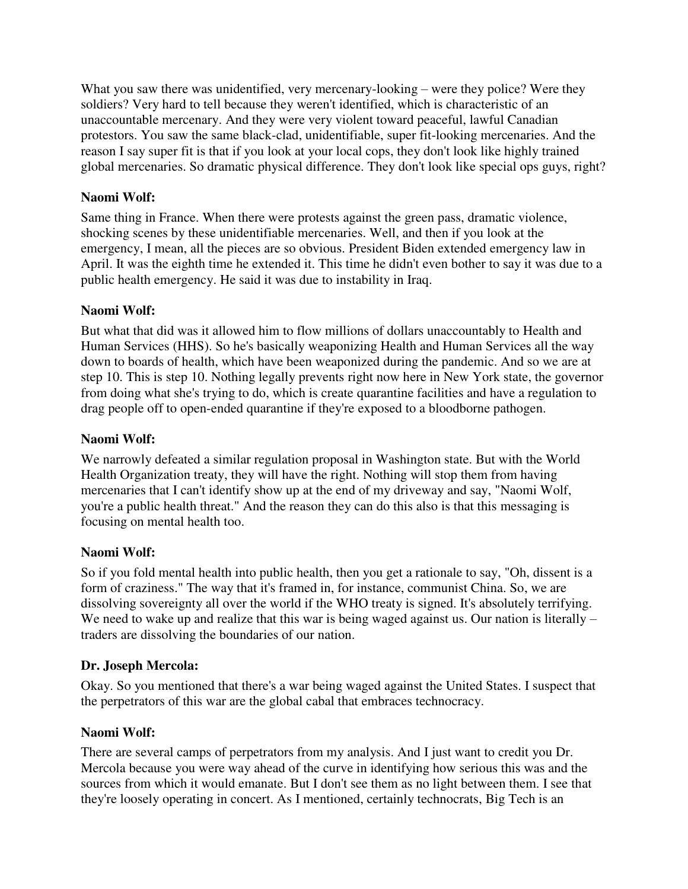What you saw there was unidentified, very mercenary-looking – were they police? Were they soldiers? Very hard to tell because they weren't identified, which is characteristic of an unaccountable mercenary. And they were very violent toward peaceful, lawful Canadian protestors. You saw the same black-clad, unidentifiable, super fit-looking mercenaries. And the reason I say super fit is that if you look at your local cops, they don't look like highly trained global mercenaries. So dramatic physical difference. They don't look like special ops guys, right?

**Naomi Wolf:**

Same thing in France. When there were protests against the green pass, dramatic violence, shocking scenes by these unidentifiable mercenaries. Well, and then if you look at the emergency, I mean, all the pieces are so obvious. President Biden extended emergency law in April. It was the eighth time he extended it. This time he didn't even bother to say it was due to a public health emergency. He said it was due to instability in Iraq.

**Naomi Wolf:**

But what that did was it allowed him to flow millions of dollars unaccountably to Health and Human Services (HHS). So he's basically weaponizing Health and Human Services all the way down to boards of health, which have been weaponized during the pandemic. And so we are at step 10. This is step 10. Nothing legally prevents right now here in New York state, the governor from doing what she's trying to do, which is create quarantine facilities and have a regulation to drag people off to open-ended quarantine if they're exposed to a bloodborne pathogen.

**Naomi Wolf:**

We narrowly defeated a similar regulation proposal in Washington state. But with the World Health Organization treaty, they will have the right. Nothing will stop them from having mercenaries that I can't identify show up at the end of my driveway and say, "Naomi Wolf, you're a public health threat." And the reason they can do this also is that this messaging is focusing on mental health too.

**Naomi Wolf:**

So if you fold mental health into public health, then you get a rationale to say, "Oh, dissent is a form of craziness." The way that it's framed in, for instance, communist China. So, we are dissolving sovereignty all over the world if the WHO treaty is signed. It's absolutely terrifying. We need to wake up and realize that this war is being waged against us. Our nation is literally – traders are dissolving the boundaries of our nation.

**Dr. Joseph Mercola:**

Okay. So you mentioned that there's a war being waged against the United States. I suspect that the perpetrators of this war are the global cabal that embraces technocracy.

**Naomi Wolf:**

There are several camps of perpetrators from my analysis. And I just want to credit you Dr. Mercola because you were way ahead of the curve in identifying how serious this was and the sources from which it would emanate. But I don't see them as no light between them. I see that they're loosely operating in concert. As I mentioned, certainly technocrats, Big Tech is an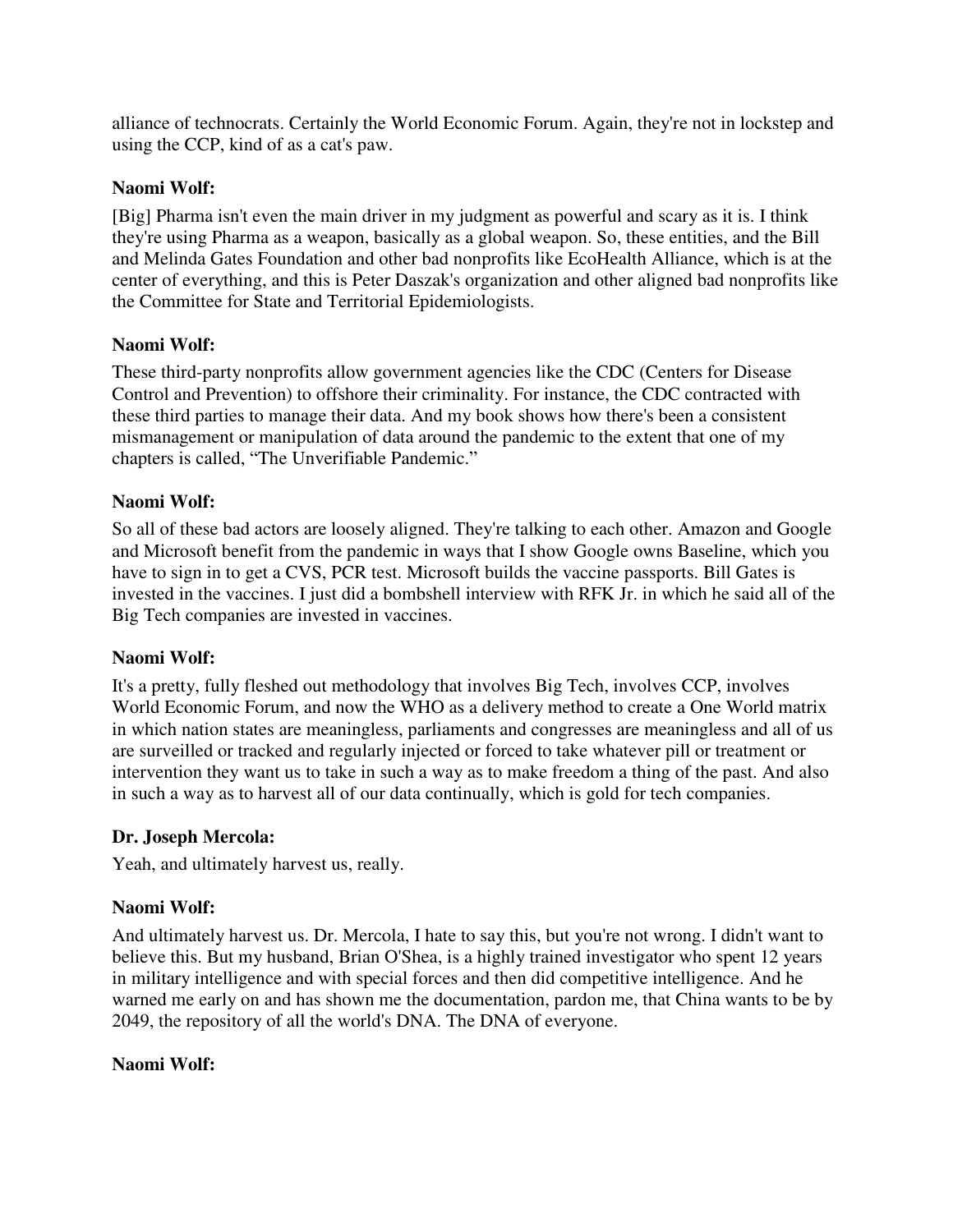alliance of technocrats. Certainly the World Economic Forum. Again, they're not in lockstep and using the CCP, kind of as a cat's paw.

**Naomi Wolf:**

[Big] Pharma isn't even the main driver in my judgment as powerful and scary as it is. I think they're using Pharma as a weapon, basically as a global weapon. So, these entities, and the Bill and Melinda Gates Foundation and other bad nonprofits like EcoHealth Alliance, which is at the center of everything, and this is Peter Daszak's organization and other aligned bad nonprofits like the Committee for State and Territorial Epidemiologists.

**Naomi Wolf:**

These third-party nonprofits allow government agencies like the CDC (Centers for Disease Control and Prevention) to offshore their criminality. For instance, the CDC contracted with these third parties to manage their data. And my book shows how there's been a consistent mismanagement or manipulation of data around the pandemic to the extent that one of my chapters is called, "The Unverifiable Pandemic."

**Naomi Wolf:**

So all of these bad actors are loosely aligned. They're talking to each other. Amazon and Google and Microsoft benefit from the pandemic in ways that I show Google owns Baseline, which you have to sign in to get a CVS, PCR test. Microsoft builds the vaccine passports. Bill Gates is invested in the vaccines. I just did a bombshell interview with RFK Jr. in which he said all of the Big Tech companies are invested in vaccines.

**Naomi Wolf:**

It's a pretty, fully fleshed out methodology that involves Big Tech, involves CCP, involves World Economic Forum, and now the WHO as a delivery method to create a One World matrix in which nation states are meaningless, parliaments and congresses are meaningless and all of us are surveilled or tracked and regularly injected or forced to take whatever pill or treatment or intervention they want us to take in such a way as to make freedom a thing of the past. And also in such a way as to harvest all of our data continually, which is gold for tech companies.

**Dr. Joseph Mercola:**

Yeah, and ultimately harvest us, really.

**Naomi Wolf:**

And ultimately harvest us. Dr. Mercola, I hate to say this, but you're not wrong. I didn't want to believe this. But my husband, Brian O'Shea, is a highly trained investigator who spent 12 years in military intelligence and with special forces and then did competitive intelligence. And he warned me early on and has shown me the documentation, pardon me, that China wants to be by 2049, the repository of all the world's DNA. The DNA of everyone.

**Naomi Wolf:**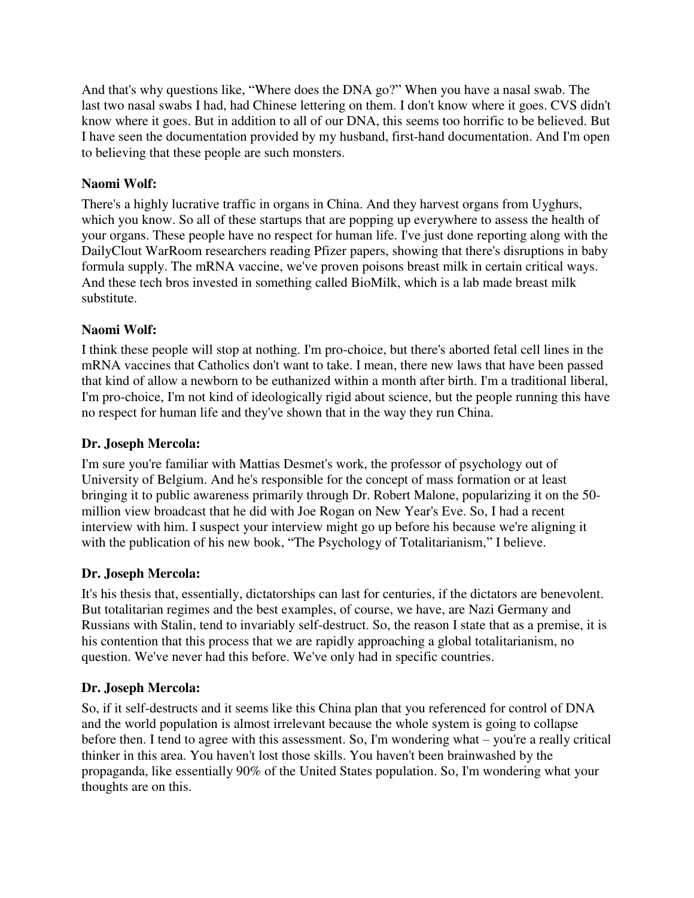And that's why questions like, "Where does the DNA go?" When you have a nasal swab. The last two nasal swabs I had, had Chinese lettering on them. I don't know where it goes. CVS didn't know where it goes. But in addition to all of our DNA, this seems too horrific to be believed. But I have seen the documentation provided by my husband, first-hand documentation. And I'm open to believing that these people are such monsters.

**Naomi Wolf:**

There's a highly lucrative traffic in organs in China. And they harvest organs from Uyghurs, which you know. So all of these startups that are popping up everywhere to assess the health of your organs. These people have no respect for human life. I've just done reporting along with the DailyClout WarRoom researchers reading Pfizer papers, showing that there's disruptions in baby formula supply. The mRNA vaccine, we've proven poisons breast milk in certain critical ways. And these tech bros invested in something called BioMilk, which is a lab made breast milk substitute.

**Naomi Wolf:**

I think these people will stop at nothing. I'm pro-choice, but there's aborted fetal cell lines in the mRNA vaccines that Catholics don't want to take. I mean, there new laws that have been passed that kind of allow a newborn to be euthanized within a month after birth. I'm a traditional liberal, I'm pro-choice, I'm not kind of ideologically rigid about science, but the people running this have no respect for human life and they've shown that in the way they run China.

**Dr. Joseph Mercola:**

I'm sure you're familiar with Mattias Desmet's work, the professor of psychology out of University of Belgium. And he's responsible for the concept of mass formation or at least bringing it to public awareness primarily through Dr. Robert Malone, popularizing it on the 50-million view broadcast that he did with Joe Rogan on New Year's Eve. So, I had a recent interview with him. I suspect your interview might go up before his because we're aligning it with the publication of his new book, "The Psychology of Totalitarianism," I believe.

**Dr. Joseph Mercola:**

It's his thesis that, essentially, dictatorships can last for centuries, if the dictators are benevolent. But totalitarian regimes and the best examples, of course, we have, are Nazi Germany and Russians with Stalin, tend to invariably self-destruct. So, the reason I state that as a premise, it is his contention that this process that we are rapidly approaching a global totalitarianism, no question. We've never had this before. We've only had in specific countries.

**Dr. Joseph Mercola:**

So, if it self-destructs and it seems like this China plan that you referenced for control of DNA and the world population is almost irrelevant because the whole system is going to collapse before then. I tend to agree with this assessment. So, I'm wondering what – you're a really critical thinker in this area. You haven't lost those skills. You haven't been brainwashed by the propaganda, like essentially 90% of the United States population. So, I'm wondering what your thoughts are on this.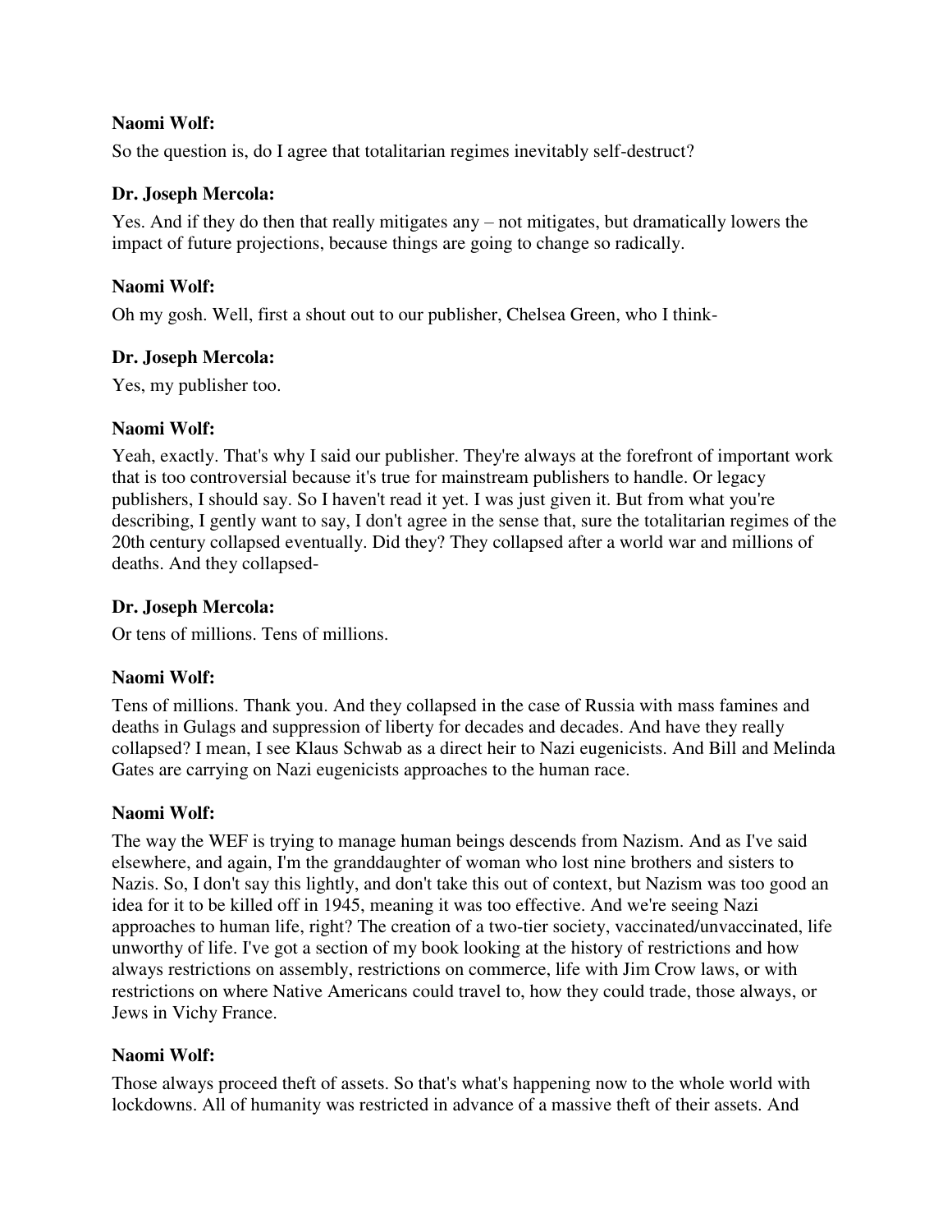**Naomi Wolf:**

So the question is, do I agree that totalitarian regimes inevitably self-destruct?

**Dr. Joseph Mercola:**

Yes. And if they do then that really mitigates any – not mitigates, but dramatically lowers the impact of future projections, because things are going to change so radically.

**Naomi Wolf:**

Oh my gosh. Well, first a shout out to our publisher, Chelsea Green, who I think-

**Dr. Joseph Mercola:**

Yes, my publisher too.

**Naomi Wolf:**

Yeah, exactly. That's why I said our publisher. They're always at the forefront of important work that is too controversial because it's true for mainstream publishers to handle. Or legacy publishers, I should say. So I haven't read it yet. I was just given it. But from what you're describing, I gently want to say, I don't agree in the sense that, sure the totalitarian regimes of the 20th century collapsed eventually. Did they? They collapsed after a world war and millions of deaths. And they collapsed-

**Dr. Joseph Mercola:**

Or tens of millions. Tens of millions.

**Naomi Wolf:**

Tens of millions. Thank you. And they collapsed in the case of Russia with mass famines and deaths in Gulags and suppression of liberty for decades and decades. And have they really collapsed? I mean, I see Klaus Schwab as a direct heir to Nazi eugenicists. And Bill and Melinda Gates are carrying on Nazi eugenicists approaches to the human race.

**Naomi Wolf:**

The way the WEF is trying to manage human beings descends from Nazism. And as I've said elsewhere, and again, I'm the granddaughter of woman who lost nine brothers and sisters to Nazis. So, I don't say this lightly, and don't take this out of context, but Nazism was too good an idea for it to be killed off in 1945, meaning it was too effective. And we're seeing Nazi approaches to human life, right? The creation of a two-tier society, vaccinated/unvaccinated, life unworthy of life. I've got a section of my book looking at the history of restrictions and how always restrictions on assembly, restrictions on commerce, life with Jim Crow laws, or with restrictions on where Native Americans could travel to, how they could trade, those always, or Jews in Vichy France.

**Naomi Wolf:**

Those always proceed theft of assets. So that's what's happening now to the whole world with lockdowns. All of humanity was restricted in advance of a massive theft of their assets. And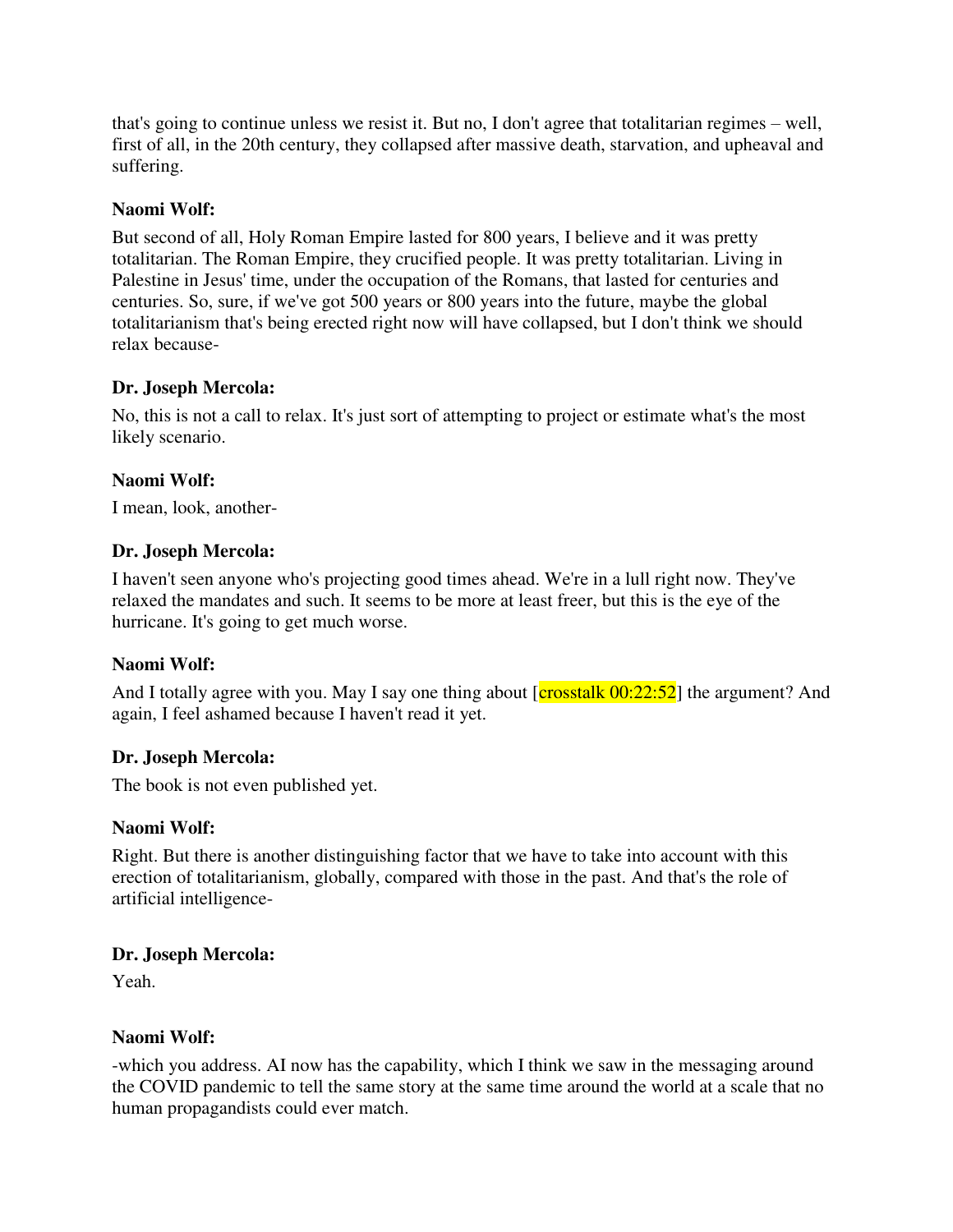that's going to continue unless we resist it. But no, I don't agree that totalitarian regimes – well, first of all, in the 20th century, they collapsed after massive death, starvation, and upheaval and suffering.

**Naomi Wolf:**

But second of all, Holy Roman Empire lasted for 800 years, I believe and it was pretty totalitarian. The Roman Empire, they crucified people. It was pretty totalitarian. Living in Palestine in Jesus' time, under the occupation of the Romans, that lasted for centuries and centuries. So, sure, if we've got 500 years or 800 years into the future, maybe the global totalitarianism that's being erected right now will have collapsed, but I don't think we should relax because-

**Dr. Joseph Mercola:**

No, this is not a call to relax. It's just sort of attempting to project or estimate what's the most likely scenario.

**Naomi Wolf:**

I mean, look, another-

**Dr. Joseph Mercola:**

I haven't seen anyone who's projecting good times ahead. We're in a lull right now. They've relaxed the mandates and such. It seems to be more at least freer, but this is the eye of the hurricane. It's going to get much worse.

**Naomi Wolf:**

And I totally agree with you. May I say one thing about [crosstalk 00:22:52] the argument? And again, I feel ashamed because I haven't read it yet.

**Dr. Joseph Mercola:**

The book is not even published yet.

**Naomi Wolf:**

Right. But there is another distinguishing factor that we have to take into account with this erection of totalitarianism, globally, compared with those in the past. And that's the role of artificial intelligence-

**Dr. Joseph Mercola:**

Yeah.

**Naomi Wolf:**

-which you address. AI now has the capability, which I think we saw in the messaging around the COVID pandemic to tell the same story at the same time around the world at a scale that no human propagandists could ever match.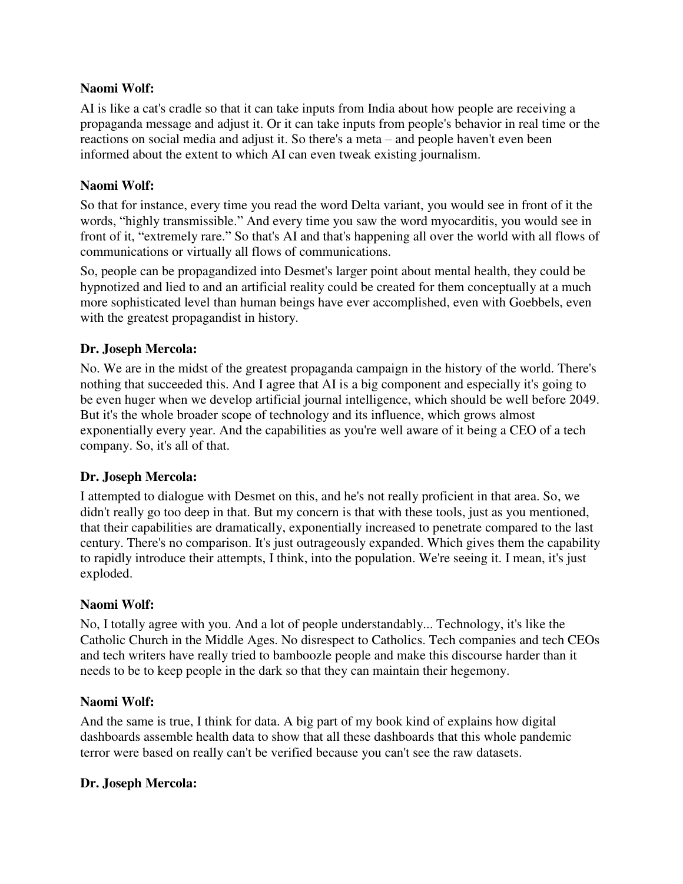**Naomi Wolf:**

AI is like a cat's cradle so that it can take inputs from India about how people are receiving a propaganda message and adjust it. Or it can take inputs from people's behavior in real time or the reactions on social media and adjust it. So there's a meta – and people haven't even been informed about the extent to which AI can even tweak existing journalism.

**Naomi Wolf:**

So that for instance, every time you read the word Delta variant, you would see in front of it the words, "highly transmissible." And every time you saw the word myocarditis, you would see in front of it, "extremely rare." So that's AI and that's happening all over the world with all flows of communications or virtually all flows of communications.

So, people can be propagandized into Desmet's larger point about mental health, they could be hypnotized and lied to and an artificial reality could be created for them conceptually at a much more sophisticated level than human beings have ever accomplished, even with Goebbels, even with the greatest propagandist in history.

**Dr. Joseph Mercola:**

No. We are in the midst of the greatest propaganda campaign in the history of the world. There's nothing that succeeded this. And I agree that AI is a big component and especially it's going to be even huger when we develop artificial journal intelligence, which should be well before 2049. But it's the whole broader scope of technology and its influence, which grows almost exponentially every year. And the capabilities as you're well aware of it being a CEO of a tech company. So, it's all of that.

**Dr. Joseph Mercola:**

I attempted to dialogue with Desmet on this, and he's not really proficient in that area. So, we didn't really go too deep in that. But my concern is that with these tools, just as you mentioned, that their capabilities are dramatically, exponentially increased to penetrate compared to the last century. There's no comparison. It's just outrageously expanded. Which gives them the capability to rapidly introduce their attempts, I think, into the population. We're seeing it. I mean, it's just exploded.

**Naomi Wolf:**

No, I totally agree with you. And a lot of people understandably... Technology, it's like the Catholic Church in the Middle Ages. No disrespect to Catholics. Tech companies and tech CEOs and tech writers have really tried to bamboozle people and make this discourse harder than it needs to be to keep people in the dark so that they can maintain their hegemony.

**Naomi Wolf:**

And the same is true, I think for data. A big part of my book kind of explains how digital dashboards assemble health data to show that all these dashboards that this whole pandemic terror were based on really can't be verified because you can't see the raw datasets.

**Dr. Joseph Mercola:**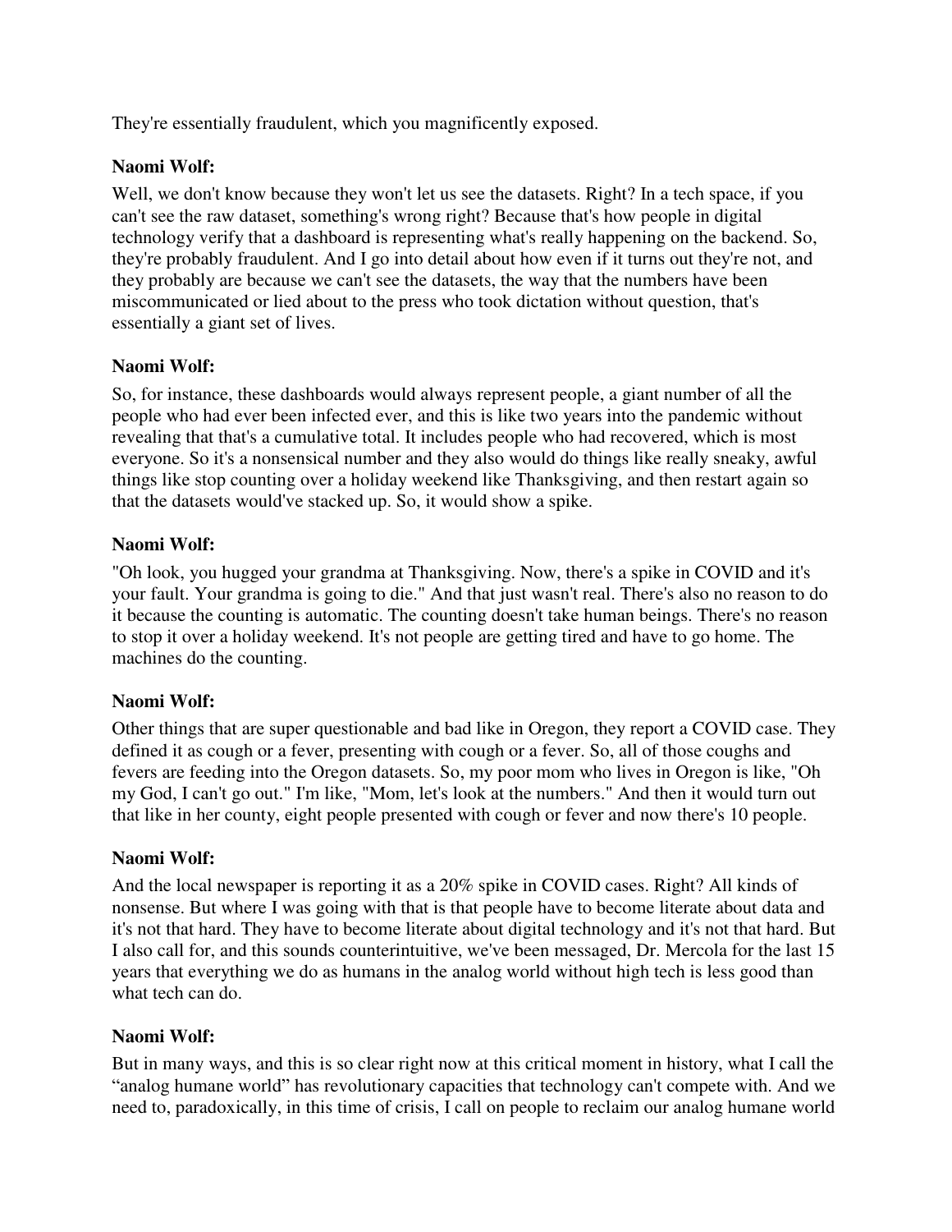They're essentially fraudulent, which you magnificently exposed.

**Naomi Wolf:**

Well, we don't know because they won't let us see the datasets. Right? In a tech space, if you can't see the raw dataset, something's wrong right? Because that's how people in digital technology verify that a dashboard is representing what's really happening on the backend. So, they're probably fraudulent. And I go into detail about how even if it turns out they're not, and they probably are because we can't see the datasets, the way that the numbers have been miscommunicated or lied about to the press who took dictation without question, that's essentially a giant set of lives.

**Naomi Wolf:**

So, for instance, these dashboards would always represent people, a giant number of all the people who had ever been infected ever, and this is like two years into the pandemic without revealing that that's a cumulative total. It includes people who had recovered, which is most everyone. So it's a nonsensical number and they also would do things like really sneaky, awful things like stop counting over a holiday weekend like Thanksgiving, and then restart again so that the datasets would've stacked up. So, it would show a spike.

**Naomi Wolf:**

"Oh look, you hugged your grandma at Thanksgiving. Now, there's a spike in COVID and it's your fault. Your grandma is going to die." And that just wasn't real. There's also no reason to do it because the counting is automatic. The counting doesn't take human beings. There's no reason to stop it over a holiday weekend. It's not people are getting tired and have to go home. The machines do the counting.

**Naomi Wolf:**

Other things that are super questionable and bad like in Oregon, they report a COVID case. They defined it as cough or a fever, presenting with cough or a fever. So, all of those coughs and fevers are feeding into the Oregon datasets. So, my poor mom who lives in Oregon is like, "Oh my God, I can't go out." I'm like, "Mom, let's look at the numbers." And then it would turn out that like in her county, eight people presented with cough or fever and now there's 10 people.

**Naomi Wolf:**

And the local newspaper is reporting it as a 20% spike in COVID cases. Right? All kinds of nonsense. But where I was going with that is that people have to become literate about data and it's not that hard. They have to become literate about digital technology and it's not that hard. But I also call for, and this sounds counterintuitive, we've been messaged, Dr. Mercola for the last 15 years that everything we do as humans in the analog world without high tech is less good than what tech can do.

**Naomi Wolf:**

But in many ways, and this is so clear right now at this critical moment in history, what I call the "analog humane world" has revolutionary capacities that technology can't compete with. And we need to, paradoxically, in this time of crisis, I call on people to reclaim our analog humane world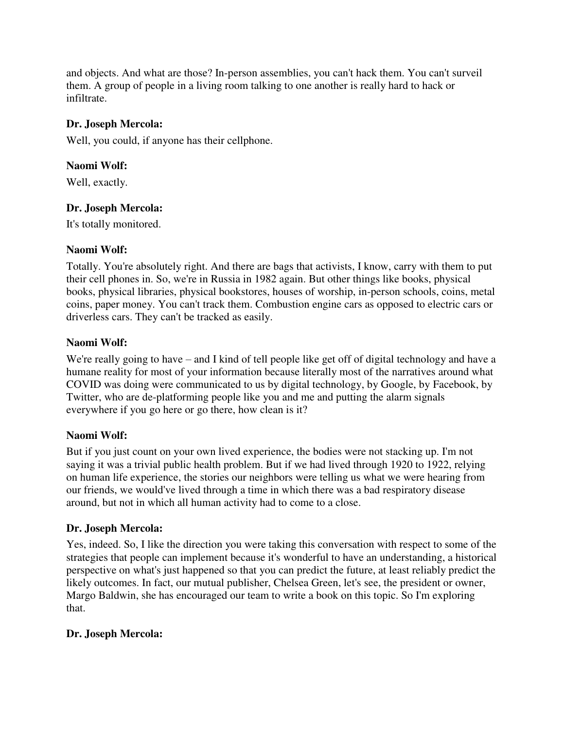and objects. And what are those? In-person assemblies, you can't hack them. You can't surveil them. A group of people in a living room talking to one another is really hard to hack or infiltrate.

**Dr. Joseph Mercola:**

Well, you could, if anyone has their cellphone.

**Naomi Wolf:**

Well, exactly.

**Dr. Joseph Mercola:**

It's totally monitored.

**Naomi Wolf:**

Totally. You're absolutely right. And there are bags that activists, I know, carry with them to put their cell phones in. So, we're in Russia in 1982 again. But other things like books, physical books, physical libraries, physical bookstores, houses of worship, in-person schools, coins, metal coins, paper money. You can't track them. Combustion engine cars as opposed to electric cars or driverless cars. They can't be tracked as easily.

**Naomi Wolf:**

We're really going to have – and I kind of tell people like get off of digital technology and have a humane reality for most of your information because literally most of the narratives around what COVID was doing were communicated to us by digital technology, by Google, by Facebook, by Twitter, who are de-platforming people like you and me and putting the alarm signals everywhere if you go here or go there, how clean is it?

**Naomi Wolf:**

But if you just count on your own lived experience, the bodies were not stacking up. I'm not saying it was a trivial public health problem. But if we had lived through 1920 to 1922, relying on human life experience, the stories our neighbors were telling us what we were hearing from our friends, we would've lived through a time in which there was a bad respiratory disease around, but not in which all human activity had to come to a close.

**Dr. Joseph Mercola:**

Yes, indeed. So, I like the direction you were taking this conversation with respect to some of the strategies that people can implement because it's wonderful to have an understanding, a historical perspective on what's just happened so that you can predict the future, at least reliably predict the likely outcomes. In fact, our mutual publisher, Chelsea Green, let's see, the president or owner, Margo Baldwin, she has encouraged our team to write a book on this topic. So I'm exploring that.

**Dr. Joseph Mercola:**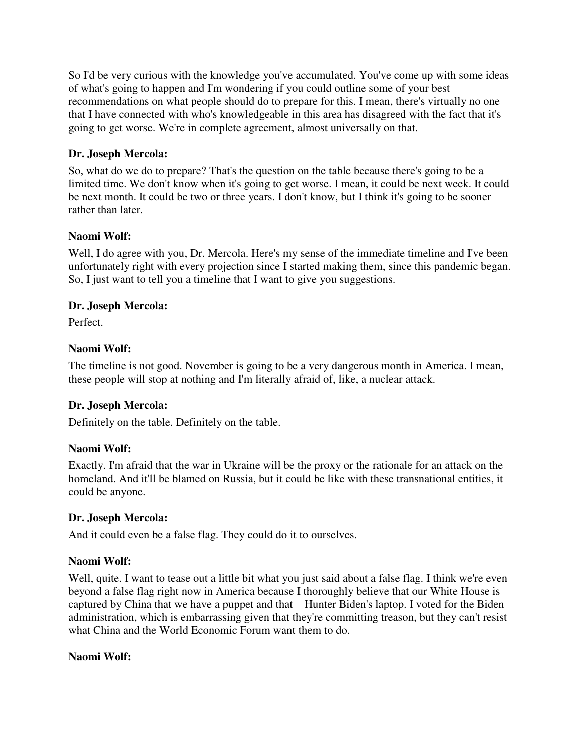So I'd be very curious with the knowledge you've accumulated. You've come up with some ideas of what's going to happen and I'm wondering if you could outline some of your best recommendations on what people should do to prepare for this. I mean, there's virtually no one that I have connected with who's knowledgeable in this area has disagreed with the fact that it's going to get worse. We're in complete agreement, almost universally on that.

**Dr. Joseph Mercola:**

So, what do we do to prepare? That's the question on the table because there's going to be a limited time. We don't know when it's going to get worse. I mean, it could be next week. It could be next month. It could be two or three years. I don't know, but I think it's going to be sooner rather than later.

**Naomi Wolf:**

Well, I do agree with you, Dr. Mercola. Here's my sense of the immediate timeline and I've been unfortunately right with every projection since I started making them, since this pandemic began. So, I just want to tell you a timeline that I want to give you suggestions.

**Dr. Joseph Mercola:**

Perfect.

**Naomi Wolf:**

The timeline is not good. November is going to be a very dangerous month in America. I mean, these people will stop at nothing and I'm literally afraid of, like, a nuclear attack.

**Dr. Joseph Mercola:**

Definitely on the table. Definitely on the table.

**Naomi Wolf:**

Exactly. I'm afraid that the war in Ukraine will be the proxy or the rationale for an attack on the homeland. And it'll be blamed on Russia, but it could be like with these transnational entities, it could be anyone.

**Dr. Joseph Mercola:**

And it could even be a false flag. They could do it to ourselves.

**Naomi Wolf:**

Well, quite. I want to tease out a little bit what you just said about a false flag. I think we're even beyond a false flag right now in America because I thoroughly believe that our White House is captured by China that we have a puppet and that – Hunter Biden's laptop. I voted for the Biden administration, which is embarrassing given that they're committing treason, but they can't resist what China and the World Economic Forum want them to do.

**Naomi Wolf:**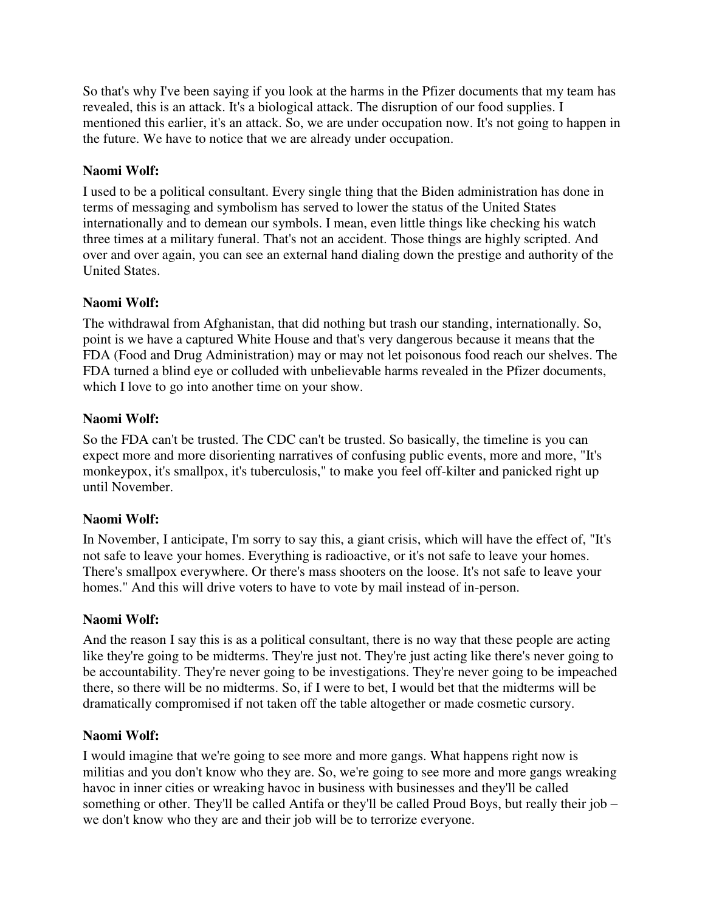So that's why I've been saying if you look at the harms in the Pfizer documents that my team has revealed, this is an attack. It's a biological attack. The disruption of our food supplies. I mentioned this earlier, it's an attack. So, we are under occupation now. It's not going to happen in the future. We have to notice that we are already under occupation.

**Naomi Wolf:**

I used to be a political consultant. Every single thing that the Biden administration has done in terms of messaging and symbolism has served to lower the status of the United States internationally and to demean our symbols. I mean, even little things like checking his watch three times at a military funeral. That's not an accident. Those things are highly scripted. And over and over again, you can see an external hand dialing down the prestige and authority of the United States.

**Naomi Wolf:**

The withdrawal from Afghanistan, that did nothing but trash our standing, internationally. So, point is we have a captured White House and that's very dangerous because it means that the FDA (Food and Drug Administration) may or may not let poisonous food reach our shelves. The FDA turned a blind eye or colluded with unbelievable harms revealed in the Pfizer documents, which I love to go into another time on your show.

**Naomi Wolf:**

So the FDA can't be trusted. The CDC can't be trusted. So basically, the timeline is you can expect more and more disorienting narratives of confusing public events, more and more, "It's monkeypox, it's smallpox, it's tuberculosis," to make you feel off-kilter and panicked right up until November.

**Naomi Wolf:**

In November, I anticipate, I'm sorry to say this, a giant crisis, which will have the effect of, "It's not safe to leave your homes. Everything is radioactive, or it's not safe to leave your homes. There's smallpox everywhere. Or there's mass shooters on the loose. It's not safe to leave your homes." And this will drive voters to have to vote by mail instead of in-person.

**Naomi Wolf:**

And the reason I say this is as a political consultant, there is no way that these people are acting like they're going to be midterms. They're just not. They're just acting like there's never going to be accountability. They're never going to be investigations. They're never going to be impeached there, so there will be no midterms. So, if I were to bet, I would bet that the midterms will be dramatically compromised if not taken off the table altogether or made cosmetic cursory.

**Naomi Wolf:**

I would imagine that we're going to see more and more gangs. What happens right now is militias and you don't know who they are. So, we're going to see more and more gangs wreaking havoc in inner cities or wreaking havoc in business with businesses and they'll be called something or other. They'll be called Antifa or they'll be called Proud Boys, but really their job – we don't know who they are and their job will be to terrorize everyone.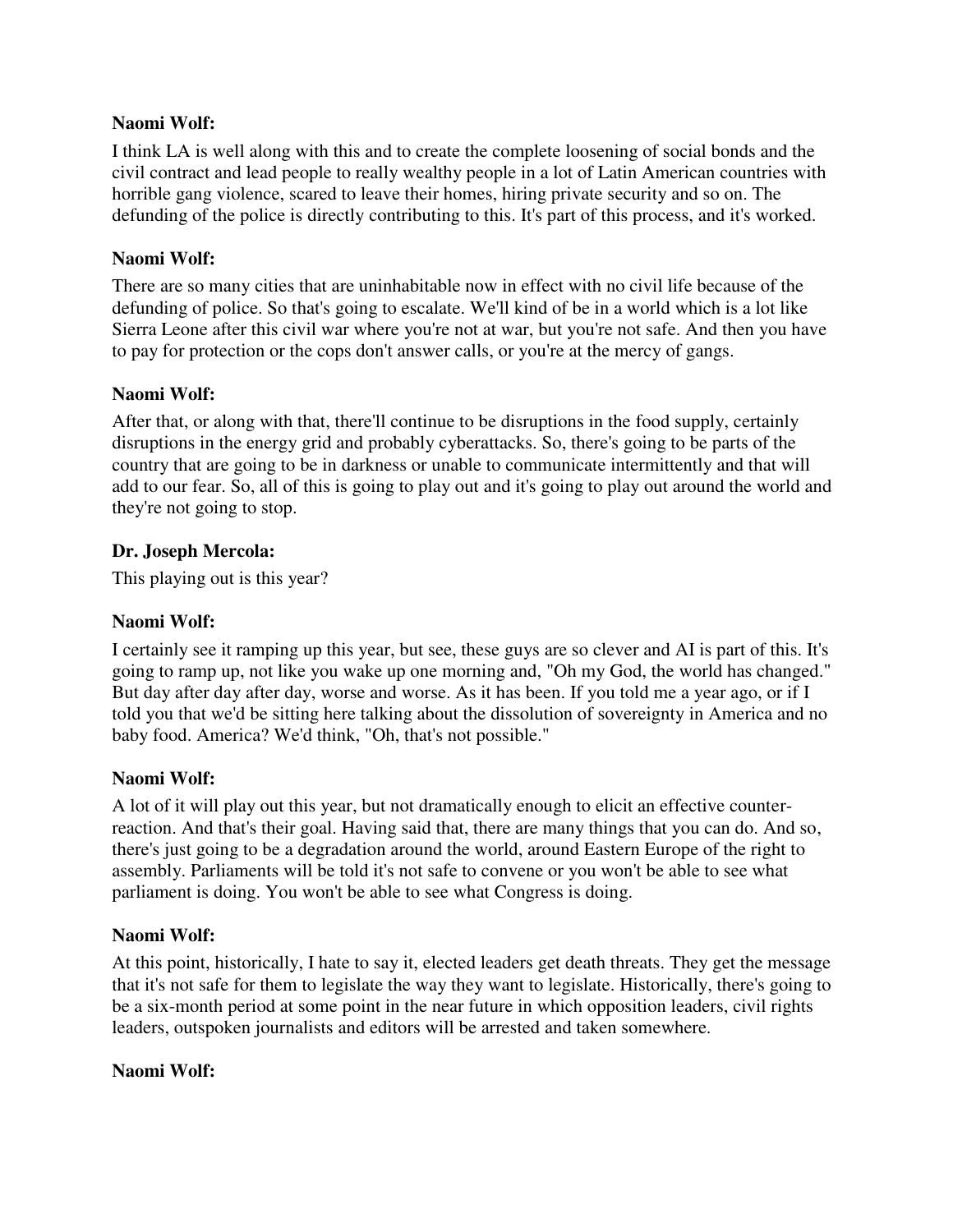**Naomi Wolf:**

I think LA is well along with this and to create the complete loosening of social bonds and the civil contract and lead people to really wealthy people in a lot of Latin American countries with horrible gang violence, scared to leave their homes, hiring private security and so on. The defunding of the police is directly contributing to this. It's part of this process, and it's worked.

**Naomi Wolf:**

There are so many cities that are uninhabitable now in effect with no civil life because of the defunding of police. So that's going to escalate. We'll kind of be in a world which is a lot like Sierra Leone after this civil war where you're not at war, but you're not safe. And then you have to pay for protection or the cops don't answer calls, or you're at the mercy of gangs.

**Naomi Wolf:**

After that, or along with that, there'll continue to be disruptions in the food supply, certainly disruptions in the energy grid and probably cyberattacks. So, there's going to be parts of the country that are going to be in darkness or unable to communicate intermittently and that will add to our fear. So, all of this is going to play out and it's going to play out around the world and they're not going to stop.

**Dr. Joseph Mercola:**

This playing out is this year?

**Naomi Wolf:**

I certainly see it ramping up this year, but see, these guys are so clever and AI is part of this. It's going to ramp up, not like you wake up one morning and, "Oh my God, the world has changed." But day after day after day, worse and worse. As it has been. If you told me a year ago, or if I told you that we'd be sitting here talking about the dissolution of sovereignty in America and no baby food. America? We'd think, "Oh, that's not possible."

**Naomi Wolf:**

A lot of it will play out this year, but not dramatically enough to elicit an effective counter-reaction. And that's their goal. Having said that, there are many things that you can do. And so, there's just going to be a degradation around the world, around Eastern Europe of the right to assembly. Parliaments will be told it's not safe to convene or you won't be able to see what parliament is doing. You won't be able to see what Congress is doing.

**Naomi Wolf:**

At this point, historically, I hate to say it, elected leaders get death threats. They get the message that it's not safe for them to legislate the way they want to legislate. Historically, there's going to be a six-month period at some point in the near future in which opposition leaders, civil rights leaders, outspoken journalists and editors will be arrested and taken somewhere.

**Naomi Wolf:**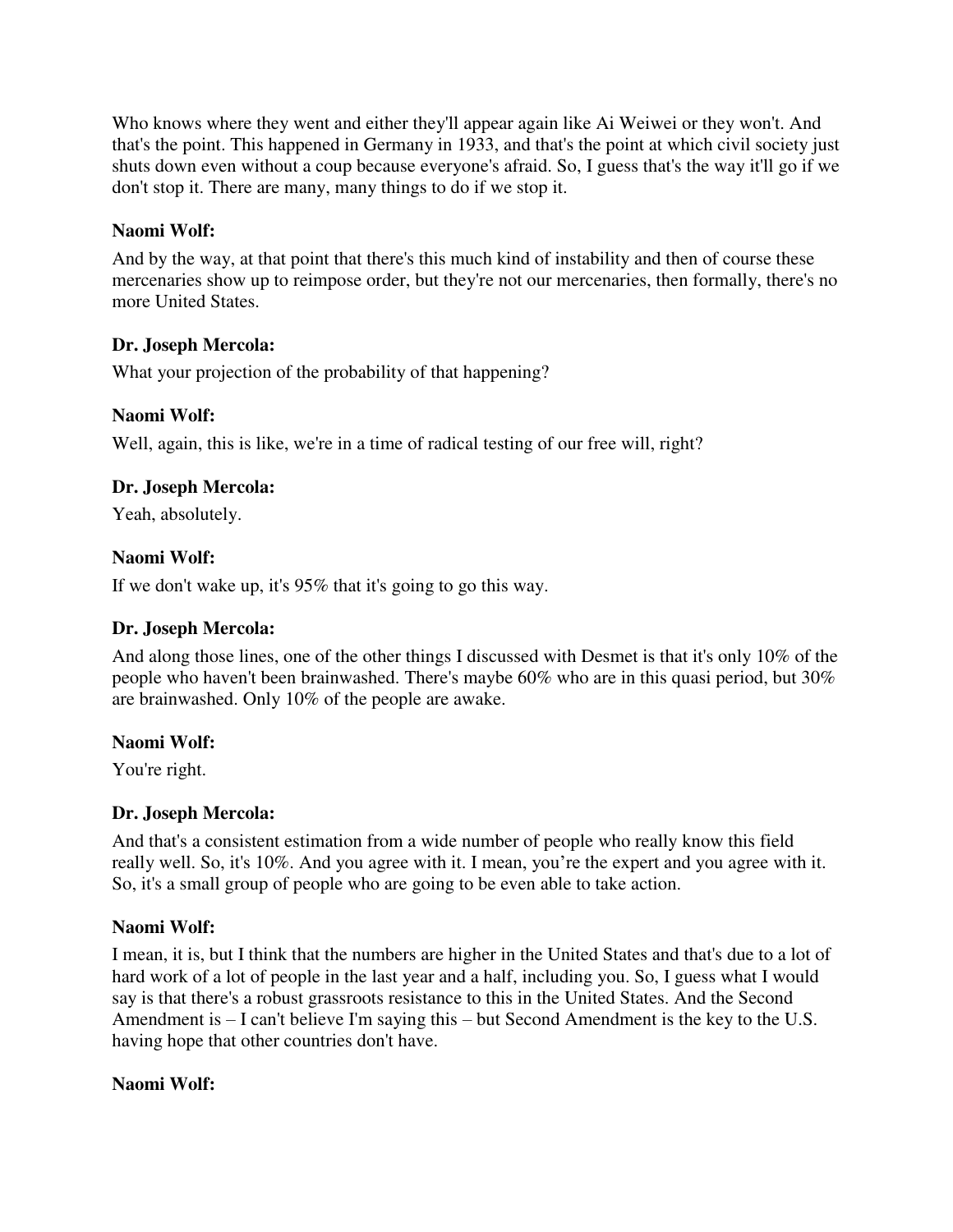Who knows where they went and either they'll appear again like Ai Weiwei or they won't. And that's the point. This happened in Germany in 1933, and that's the point at which civil society just shuts down even without a coup because everyone's afraid. So, I guess that's the way it'll go if we don't stop it. There are many, many things to do if we stop it.

**Naomi Wolf:**

And by the way, at that point that there's this much kind of instability and then of course these mercenaries show up to reimpose order, but they're not our mercenaries, then formally, there's no more United States.

**Dr. Joseph Mercola:**

What your projection of the probability of that happening?

**Naomi Wolf:**

Well, again, this is like, we're in a time of radical testing of our free will, right?

**Dr. Joseph Mercola:**

Yeah, absolutely.

**Naomi Wolf:**

If we don't wake up, it's 95% that it's going to go this way.

**Dr. Joseph Mercola:**

And along those lines, one of the other things I discussed with Desmet is that it's only 10% of the people who haven't been brainwashed. There's maybe 60% who are in this quasi period, but 30% are brainwashed. Only 10% of the people are awake.

**Naomi Wolf:**

You're right.

**Dr. Joseph Mercola:**

And that's a consistent estimation from a wide number of people who really know this field really well. So, it's 10%. And you agree with it. I mean, you're the expert and you agree with it. So, it's a small group of people who are going to be even able to take action.

**Naomi Wolf:**

I mean, it is, but I think that the numbers are higher in the United States and that's due to a lot of hard work of a lot of people in the last year and a half, including you. So, I guess what I would say is that there's a robust grassroots resistance to this in the United States. And the Second Amendment is – I can't believe I'm saying this – but Second Amendment is the key to the U.S. having hope that other countries don't have.

**Naomi Wolf:**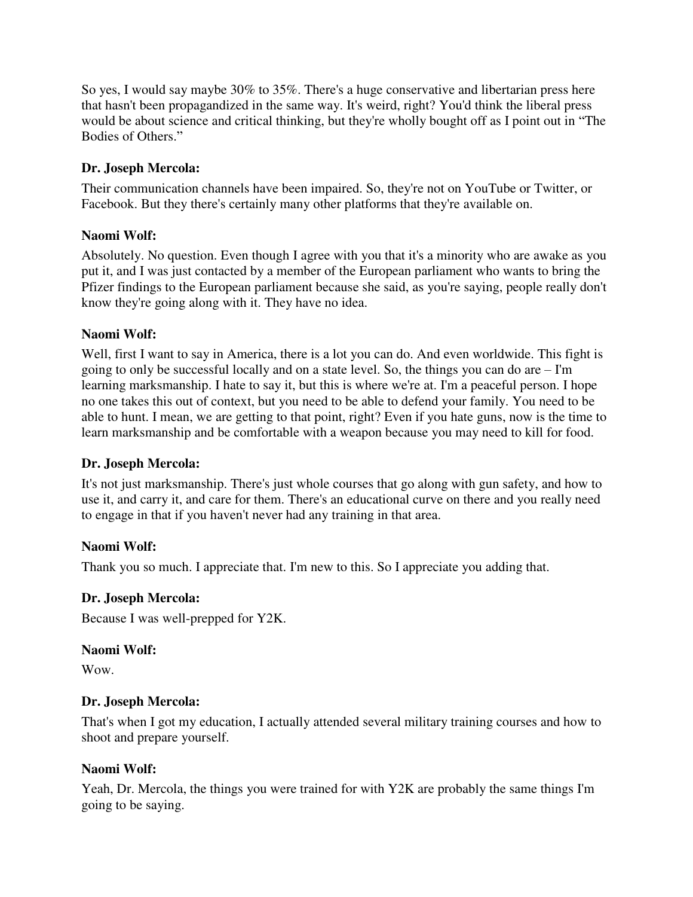So yes, I would say maybe 30% to 35%. There's a huge conservative and libertarian press here that hasn't been propagandized in the same way. It's weird, right? You'd think the liberal press would be about science and critical thinking, but they're wholly bought off as I point out in "The Bodies of Others."

**Dr. Joseph Mercola:**

Their communication channels have been impaired. So, they're not on YouTube or Twitter, or Facebook. But they there's certainly many other platforms that they're available on.

**Naomi Wolf:**

Absolutely. No question. Even though I agree with you that it's a minority who are awake as you put it, and I was just contacted by a member of the European parliament who wants to bring the Pfizer findings to the European parliament because she said, as you're saying, people really don't know they're going along with it. They have no idea.

**Naomi Wolf:**

Well, first I want to say in America, there is a lot you can do. And even worldwide. This fight is going to only be successful locally and on a state level. So, the things you can do are – I'm learning marksmanship. I hate to say it, but this is where we're at. I'm a peaceful person. I hope no one takes this out of context, but you need to be able to defend your family. You need to be able to hunt. I mean, we are getting to that point, right? Even if you hate guns, now is the time to learn marksmanship and be comfortable with a weapon because you may need to kill for food.

**Dr. Joseph Mercola:**

It's not just marksmanship. There's just whole courses that go along with gun safety, and how to use it, and carry it, and care for them. There's an educational curve on there and you really need to engage in that if you haven't never had any training in that area.

**Naomi Wolf:**

Thank you so much. I appreciate that. I'm new to this. So I appreciate you adding that.

**Dr. Joseph Mercola:**

Because I was well-prepped for Y2K.

**Naomi Wolf:**

Wow.

**Dr. Joseph Mercola:**

That's when I got my education, I actually attended several military training courses and how to shoot and prepare yourself.

**Naomi Wolf:**

Yeah, Dr. Mercola, the things you were trained for with Y2K are probably the same things I'm going to be saying.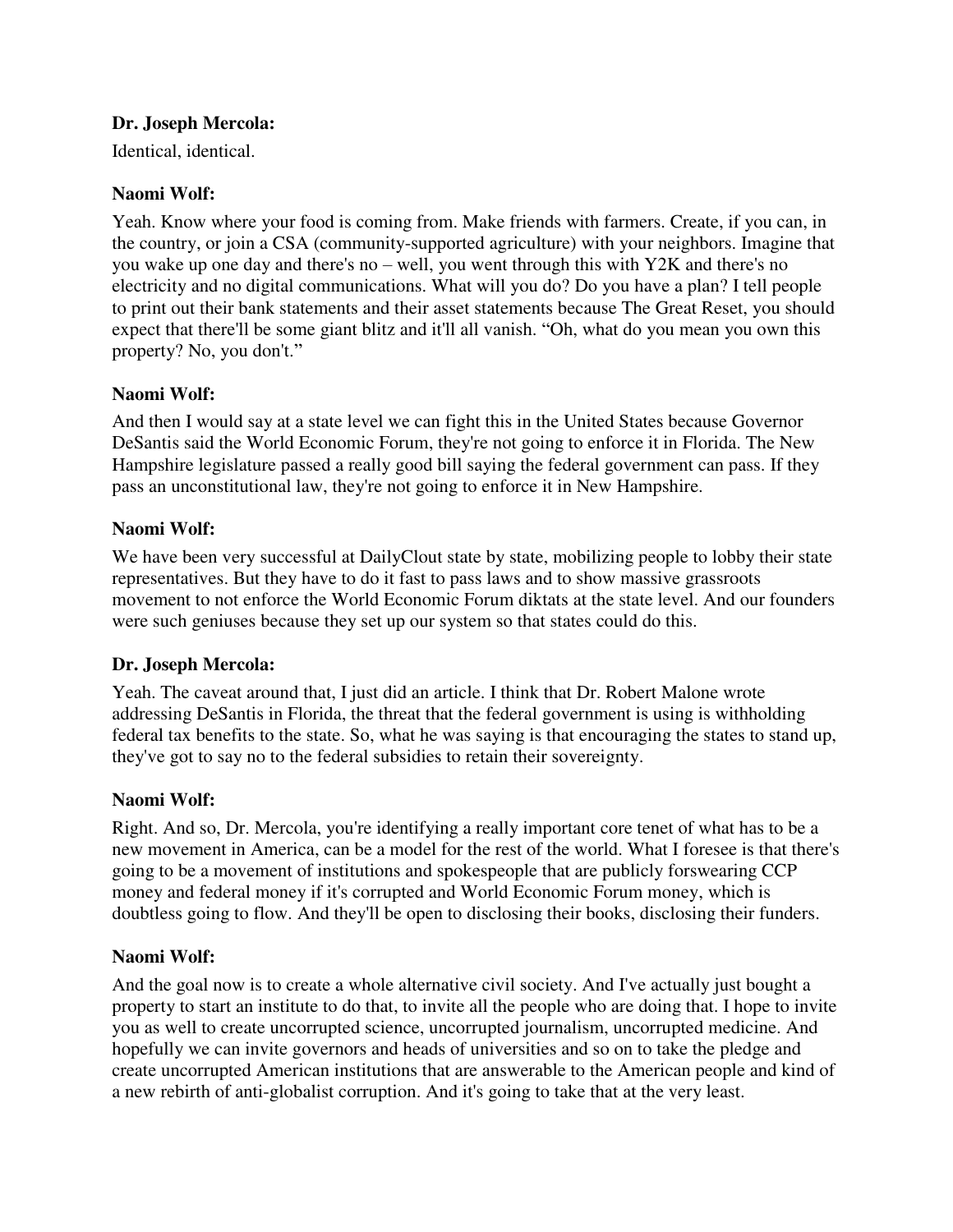**Dr. Joseph Mercola:**

Identical, identical.

**Naomi Wolf:**

Yeah. Know where your food is coming from. Make friends with farmers. Create, if you can, in the country, or join a CSA (community-supported agriculture) with your neighbors. Imagine that you wake up one day and there's no – well, you went through this with Y2K and there's no electricity and no digital communications. What will you do? Do you have a plan? I tell people to print out their bank statements and their asset statements because The Great Reset, you should expect that there'll be some giant blitz and it'll all vanish. "Oh, what do you mean you own this property? No, you don't."

**Naomi Wolf:**

And then I would say at a state level we can fight this in the United States because Governor DeSantis said the World Economic Forum, they're not going to enforce it in Florida. The New Hampshire legislature passed a really good bill saying the federal government can pass. If they pass an unconstitutional law, they're not going to enforce it in New Hampshire.

**Naomi Wolf:**

We have been very successful at DailyClout state by state, mobilizing people to lobby their state representatives. But they have to do it fast to pass laws and to show massive grassroots movement to not enforce the World Economic Forum diktats at the state level. And our founders were such geniuses because they set up our system so that states could do this.

**Dr. Joseph Mercola:**

Yeah. The caveat around that, I just did an article. I think that Dr. Robert Malone wrote addressing DeSantis in Florida, the threat that the federal government is using is withholding federal tax benefits to the state. So, what he was saying is that encouraging the states to stand up, they've got to say no to the federal subsidies to retain their sovereignty.

**Naomi Wolf:**

Right. And so, Dr. Mercola, you're identifying a really important core tenet of what has to be a new movement in America, can be a model for the rest of the world. What I foresee is that there's going to be a movement of institutions and spokespeople that are publicly forswearing CCP money and federal money if it's corrupted and World Economic Forum money, which is doubtless going to flow. And they'll be open to disclosing their books, disclosing their funders.

**Naomi Wolf:**

And the goal now is to create a whole alternative civil society. And I've actually just bought a property to start an institute to do that, to invite all the people who are doing that. I hope to invite you as well to create uncorrupted science, uncorrupted journalism, uncorrupted medicine. And hopefully we can invite governors and heads of universities and so on to take the pledge and create uncorrupted American institutions that are answerable to the American people and kind of a new rebirth of anti-globalist corruption. And it's going to take that at the very least.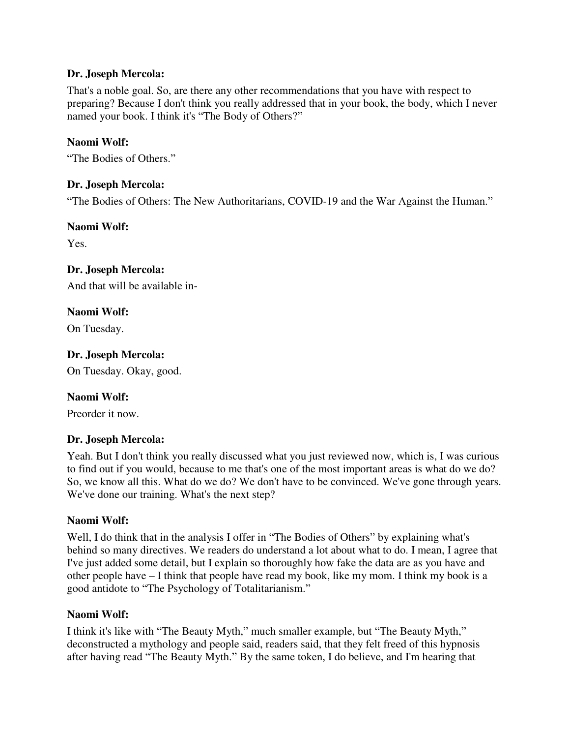**Dr. Joseph Mercola:**

That's a noble goal. So, are there any other recommendations that you have with respect to preparing? Because I don't think you really addressed that in your book, the body, which I never named your book. I think it's "The Body of Others?"

**Naomi Wolf:**

"The Bodies of Others."

**Dr. Joseph Mercola:**

"The Bodies of Others: The New Authoritarians, COVID-19 and the War Against the Human."

**Naomi Wolf:**

Yes.

**Dr. Joseph Mercola:**

And that will be available in-

**Naomi Wolf:**

On Tuesday.

**Dr. Joseph Mercola:**

On Tuesday. Okay, good.

**Naomi Wolf:**

Preorder it now.

**Dr. Joseph Mercola:**

Yeah. But I don't think you really discussed what you just reviewed now, which is, I was curious to find out if you would, because to me that's one of the most important areas is what do we do? So, we know all this. What do we do? We don't have to be convinced. We've gone through years. We've done our training. What's the next step?

**Naomi Wolf:**

Well, I do think that in the analysis I offer in "The Bodies of Others" by explaining what's behind so many directives. We readers do understand a lot about what to do. I mean, I agree that I've just added some detail, but I explain so thoroughly how fake the data are as you have and other people have – I think that people have read my book, like my mom. I think my book is a good antidote to "The Psychology of Totalitarianism."

**Naomi Wolf:**

I think it's like with "The Beauty Myth," much smaller example, but "The Beauty Myth," deconstructed a mythology and people said, readers said, that they felt freed of this hypnosis after having read "The Beauty Myth." By the same token, I do believe, and I'm hearing that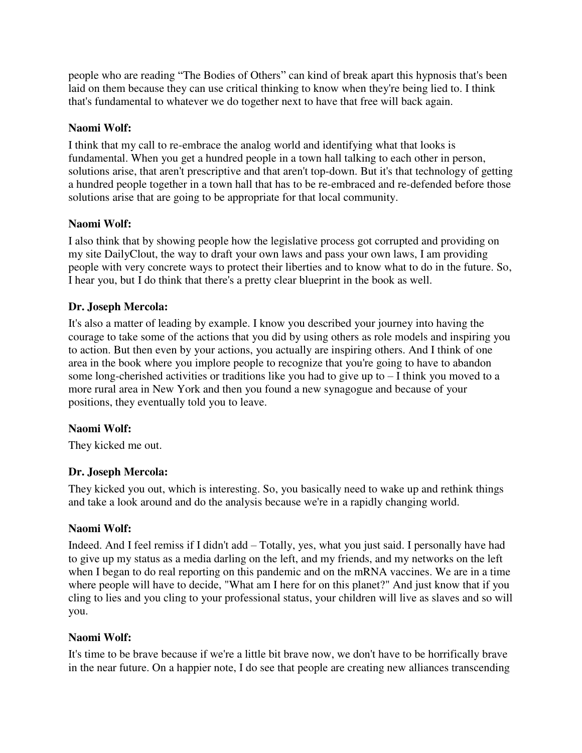people who are reading "The Bodies of Others" can kind of break apart this hypnosis that's been laid on them because they can use critical thinking to know when they're being lied to. I think that's fundamental to whatever we do together next to have that free will back again.

**Naomi Wolf:**

I think that my call to re-embrace the analog world and identifying what that looks is fundamental. When you get a hundred people in a town hall talking to each other in person, solutions arise, that aren't prescriptive and that aren't top-down. But it's that technology of getting a hundred people together in a town hall that has to be re-embraced and re-defended before those solutions arise that are going to be appropriate for that local community.

**Naomi Wolf:**

I also think that by showing people how the legislative process got corrupted and providing on my site DailyClout, the way to draft your own laws and pass your own laws, I am providing people with very concrete ways to protect their liberties and to know what to do in the future. So, I hear you, but I do think that there's a pretty clear blueprint in the book as well.

**Dr. Joseph Mercola:**

It's also a matter of leading by example. I know you described your journey into having the courage to take some of the actions that you did by using others as role models and inspiring you to action. But then even by your actions, you actually are inspiring others. And I think of one area in the book where you implore people to recognize that you're going to have to abandon some long-cherished activities or traditions like you had to give up to – I think you moved to a more rural area in New York and then you found a new synagogue and because of your positions, they eventually told you to leave.

**Naomi Wolf:**

They kicked me out.

**Dr. Joseph Mercola:**

They kicked you out, which is interesting. So, you basically need to wake up and rethink things and take a look around and do the analysis because we're in a rapidly changing world.

**Naomi Wolf:**

Indeed. And I feel remiss if I didn't add – Totally, yes, what you just said. I personally have had to give up my status as a media darling on the left, and my friends, and my networks on the left when I began to do real reporting on this pandemic and on the mRNA vaccines. We are in a time where people will have to decide, "What am I here for on this planet?" And just know that if you cling to lies and you cling to your professional status, your children will live as slaves and so will you.

**Naomi Wolf:**

It's time to be brave because if we're a little bit brave now, we don't have to be horrifically brave in the near future. On a happier note, I do see that people are creating new alliances transcending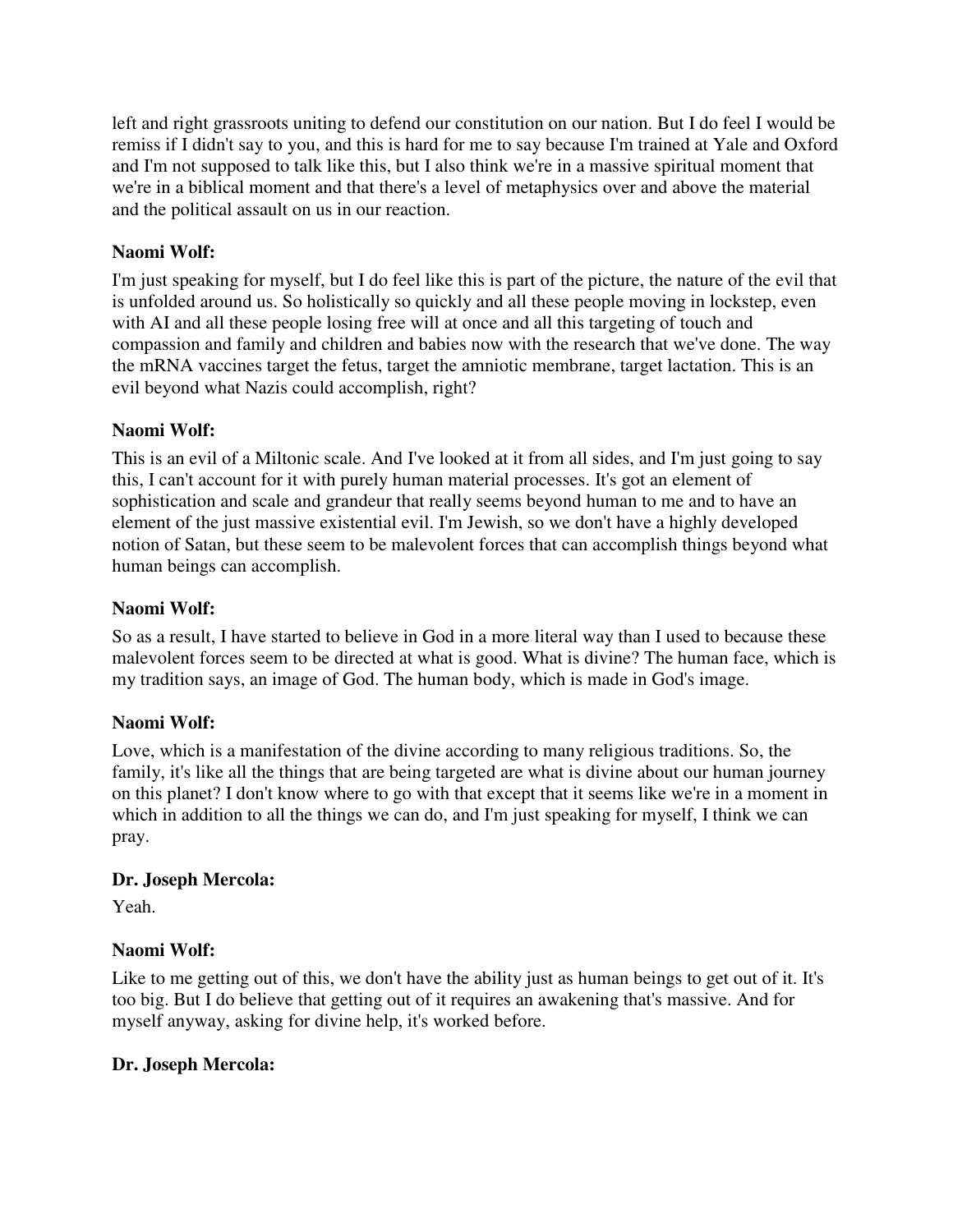left and right grassroots uniting to defend our constitution on our nation. But I do feel I would be remiss if I didn't say to you, and this is hard for me to say because I'm trained at Yale and Oxford and I'm not supposed to talk like this, but I also think we're in a massive spiritual moment that we're in a biblical moment and that there's a level of metaphysics over and above the material and the political assault on us in our reaction.

**Naomi Wolf:**

I'm just speaking for myself, but I do feel like this is part of the picture, the nature of the evil that is unfolded around us. So holistically so quickly and all these people moving in lockstep, even with AI and all these people losing free will at once and all this targeting of touch and compassion and family and children and babies now with the research that we've done. The way the mRNA vaccines target the fetus, target the amniotic membrane, target lactation. This is an evil beyond what Nazis could accomplish, right?

**Naomi Wolf:**

This is an evil of a Miltonic scale. And I've looked at it from all sides, and I'm just going to say this, I can't account for it with purely human material processes. It's got an element of sophistication and scale and grandeur that really seems beyond human to me and to have an element of the just massive existential evil. I'm Jewish, so we don't have a highly developed notion of Satan, but these seem to be malevolent forces that can accomplish things beyond what human beings can accomplish.

**Naomi Wolf:**

So as a result, I have started to believe in God in a more literal way than I used to because these malevolent forces seem to be directed at what is good. What is divine? The human face, which is my tradition says, an image of God. The human body, which is made in God's image.

**Naomi Wolf:**

Love, which is a manifestation of the divine according to many religious traditions. So, the family, it's like all the things that are being targeted are what is divine about our human journey on this planet? I don't know where to go with that except that it seems like we're in a moment in which in addition to all the things we can do, and I'm just speaking for myself, I think we can pray.

**Dr. Joseph Mercola:**

Yeah.

**Naomi Wolf:**

Like to me getting out of this, we don't have the ability just as human beings to get out of it. It's too big. But I do believe that getting out of it requires an awakening that's massive. And for myself anyway, asking for divine help, it's worked before.

**Dr. Joseph Mercola:**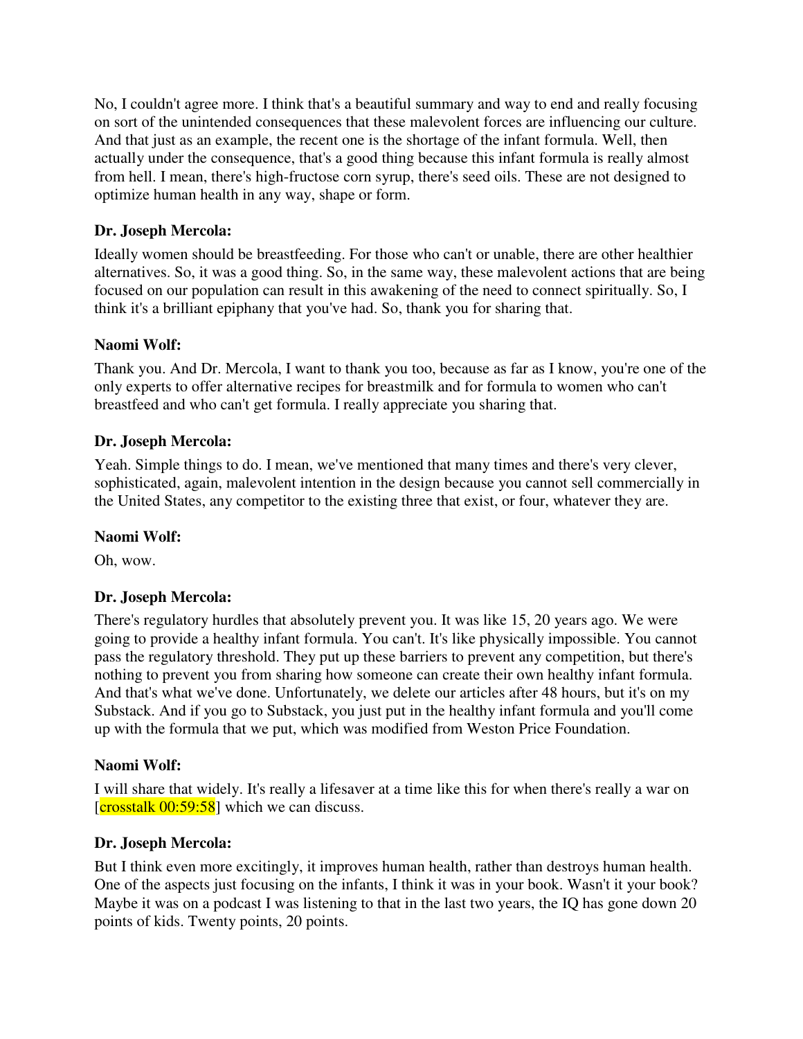No, I couldn't agree more. I think that's a beautiful summary and way to end and really focusing on sort of the unintended consequences that these malevolent forces are influencing our culture. And that just as an example, the recent one is the shortage of the infant formula. Well, then actually under the consequence, that's a good thing because this infant formula is really almost from hell. I mean, there's high-fructose corn syrup, there's seed oils. These are not designed to optimize human health in any way, shape or form.

**Dr. Joseph Mercola:**

Ideally women should be breastfeeding. For those who can't or unable, there are other healthier alternatives. So, it was a good thing. So, in the same way, these malevolent actions that are being focused on our population can result in this awakening of the need to connect spiritually. So, I think it's a brilliant epiphany that you've had. So, thank you for sharing that.

**Naomi Wolf:**

Thank you. And Dr. Mercola, I want to thank you too, because as far as I know, you're one of the only experts to offer alternative recipes for breastmilk and for formula to women who can't breastfeed and who can't get formula. I really appreciate you sharing that.

**Dr. Joseph Mercola:**

Yeah. Simple things to do. I mean, we've mentioned that many times and there's very clever, sophisticated, again, malevolent intention in the design because you cannot sell commercially in the United States, any competitor to the existing three that exist, or four, whatever they are.

**Naomi Wolf:**

Oh, wow.

**Dr. Joseph Mercola:**

There's regulatory hurdles that absolutely prevent you. It was like 15, 20 years ago. We were going to provide a healthy infant formula. You can't. It's like physically impossible. You cannot pass the regulatory threshold. They put up these barriers to prevent any competition, but there's nothing to prevent you from sharing how someone can create their own healthy infant formula. And that's what we've done. Unfortunately, we delete our articles after 48 hours, but it's on my Substack. And if you go to Substack, you just put in the healthy infant formula and you'll come up with the formula that we put, which was modified from Weston Price Foundation.

**Naomi Wolf:**

I will share that widely. It's really a lifesaver at a time like this for when there's really a war on [crosstalk 00:59:58] which we can discuss.

**Dr. Joseph Mercola:**

But I think even more excitingly, it improves human health, rather than destroys human health. One of the aspects just focusing on the infants, I think it was in your book. Wasn't it your book? Maybe it was on a podcast I was listening to that in the last two years, the IQ has gone down 20 points of kids. Twenty points, 20 points.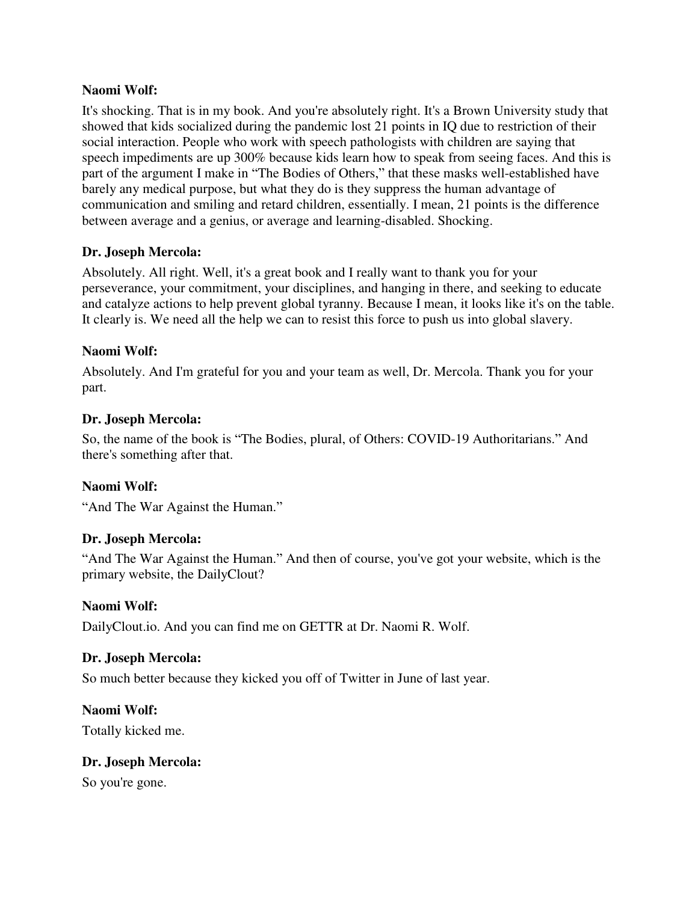**Naomi Wolf:**

It's shocking. That is in my book. And you're absolutely right. It's a Brown University study that showed that kids socialized during the pandemic lost 21 points in IQ due to restriction of their social interaction. People who work with speech pathologists with children are saying that speech impediments are up 300% because kids learn how to speak from seeing faces. And this is part of the argument I make in "The Bodies of Others," that these masks well-established have barely any medical purpose, but what they do is they suppress the human advantage of communication and smiling and retard children, essentially. I mean, 21 points is the difference between average and a genius, or average and learning-disabled. Shocking.

**Dr. Joseph Mercola:**

Absolutely. All right. Well, it's a great book and I really want to thank you for your perseverance, your commitment, your disciplines, and hanging in there, and seeking to educate and catalyze actions to help prevent global tyranny. Because I mean, it looks like it's on the table. It clearly is. We need all the help we can to resist this force to push us into global slavery.

**Naomi Wolf:**

Absolutely. And I'm grateful for you and your team as well, Dr. Mercola. Thank you for your part.

**Dr. Joseph Mercola:**

So, the name of the book is "The Bodies, plural, of Others: COVID-19 Authoritarians." And there's something after that.

**Naomi Wolf:**

"And The War Against the Human."

**Dr. Joseph Mercola:**

"And The War Against the Human." And then of course, you've got your website, which is the primary website, the DailyClout?

**Naomi Wolf:**

DailyClout.io. And you can find me on GETTR at Dr. Naomi R. Wolf.

**Dr. Joseph Mercola:**

So much better because they kicked you off of Twitter in June of last year.

**Naomi Wolf:**

Totally kicked me.

**Dr. Joseph Mercola:**

So you're gone.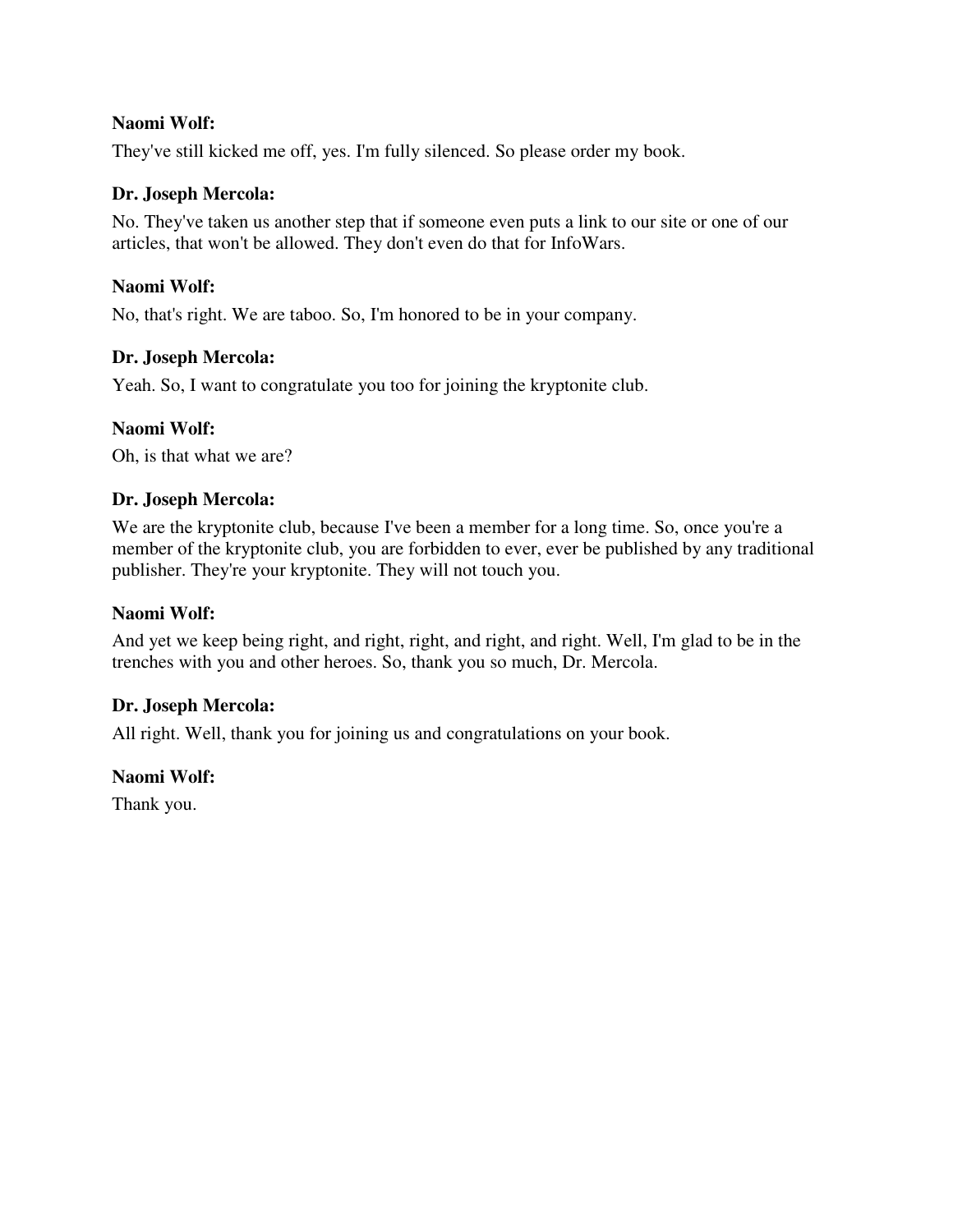**Naomi Wolf:**

They've still kicked me off, yes. I'm fully silenced. So please order my book.

**Dr. Joseph Mercola:**

No. They've taken us another step that if someone even puts a link to our site or one of our articles, that won't be allowed. They don't even do that for InfoWars.

**Naomi Wolf:**

No, that's right. We are taboo. So, I'm honored to be in your company.

**Dr. Joseph Mercola:**

Yeah. So, I want to congratulate you too for joining the kryptonite club.

**Naomi Wolf:**

Oh, is that what we are?

**Dr. Joseph Mercola:**

We are the kryptonite club, because I've been a member for a long time. So, once you're a member of the kryptonite club, you are forbidden to ever, ever be published by any traditional publisher. They're your kryptonite. They will not touch you.

**Naomi Wolf:**

And yet we keep being right, and right, right, and right, and right. Well, I'm glad to be in the trenches with you and other heroes. So, thank you so much, Dr. Mercola.

**Dr. Joseph Mercola:**

All right. Well, thank you for joining us and congratulations on your book.

**Naomi Wolf:**

Thank you.